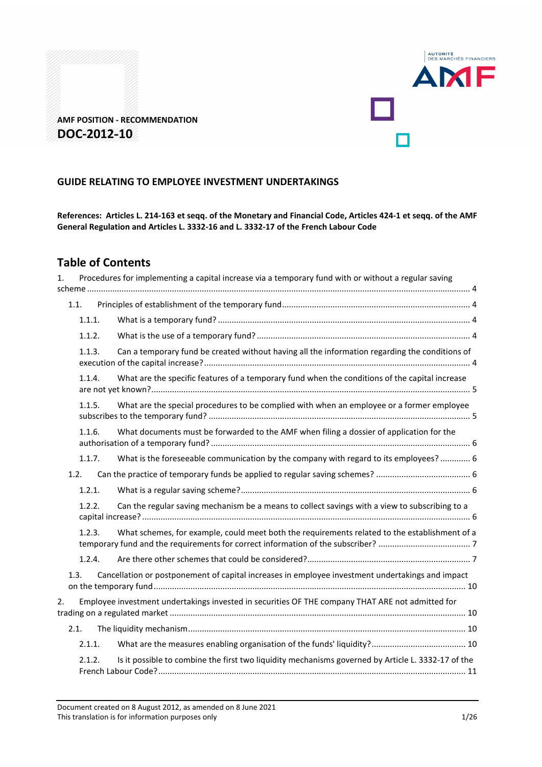AMF POSITION - RECOMMENDATION

# DOC-2012-10

## GUIDE RELATING TO EMPLOYEE INVESTMENT UNDERTAKINGS

**References: Articles L. 214-163 et seqq. of the Monetary and Financial Code, Articles 424-1 et seqq. of the AMF General Regulation and Articles L. 3332-16 and L. 3332-17 of the French Labour Code**

## Table of Contents

1. Procedures for implementing a capital increase via a temporary fund with or without a regular saving scheme ..... 4
   - 1.1. Principles of establishment of the temporary fund ..... 4
     - 1.1.1. What is a temporary fund? ..... 4
     - 1.1.2. What is the use of a temporary fund? ..... 4
     - 1.1.3. Can a temporary fund be created without having all the information regarding the conditions of execution of the capital increase? ..... 4
     - 1.1.4. What are the specific features of a temporary fund when the conditions of the capital increase are not yet known? ..... 5
     - 1.1.5. What are the special procedures to be complied with when an employee or a former employee subscribes to the temporary fund? ..... 5
     - 1.1.6. What documents must be forwarded to the AMF when filing a dossier of application for the authorisation of a temporary fund? ..... 6
     - 1.1.7. What is the foreseeable communication by the company with regard to its employees? ..... 6
   - 1.2. Can the practice of temporary funds be applied to regular saving schemes? ..... 6
     - 1.2.1. What is a regular saving scheme? ..... 6
     - 1.2.2. Can the regular saving mechanism be a means to collect savings with a view to subscribing to a capital increase? ..... 6
     - 1.2.3. What schemes, for example, could meet both the requirements related to the establishment of a temporary fund and the requirements for correct information of the subscriber? ..... 7
     - 1.2.4. Are there other schemes that could be considered? ..... 7
   - 1.3. Cancellation or postponement of capital increases in employee investment undertakings and impact on the temporary fund ..... 10
2. Employee investment undertakings invested in securities OF THE company THAT ARE not admitted for trading on a regulated market ..... 10
   - 2.1. The liquidity mechanism ..... 10
     - 2.1.1. What are the measures enabling organisation of the funds' liquidity? ..... 10
     - 2.1.2. Is it possible to combine the first two liquidity mechanisms governed by Article L. 3332-17 of the French Labour Code? ..... 11

Document created on 8 August 2012, as amended on 8 June 2021
This translation is for information purposes only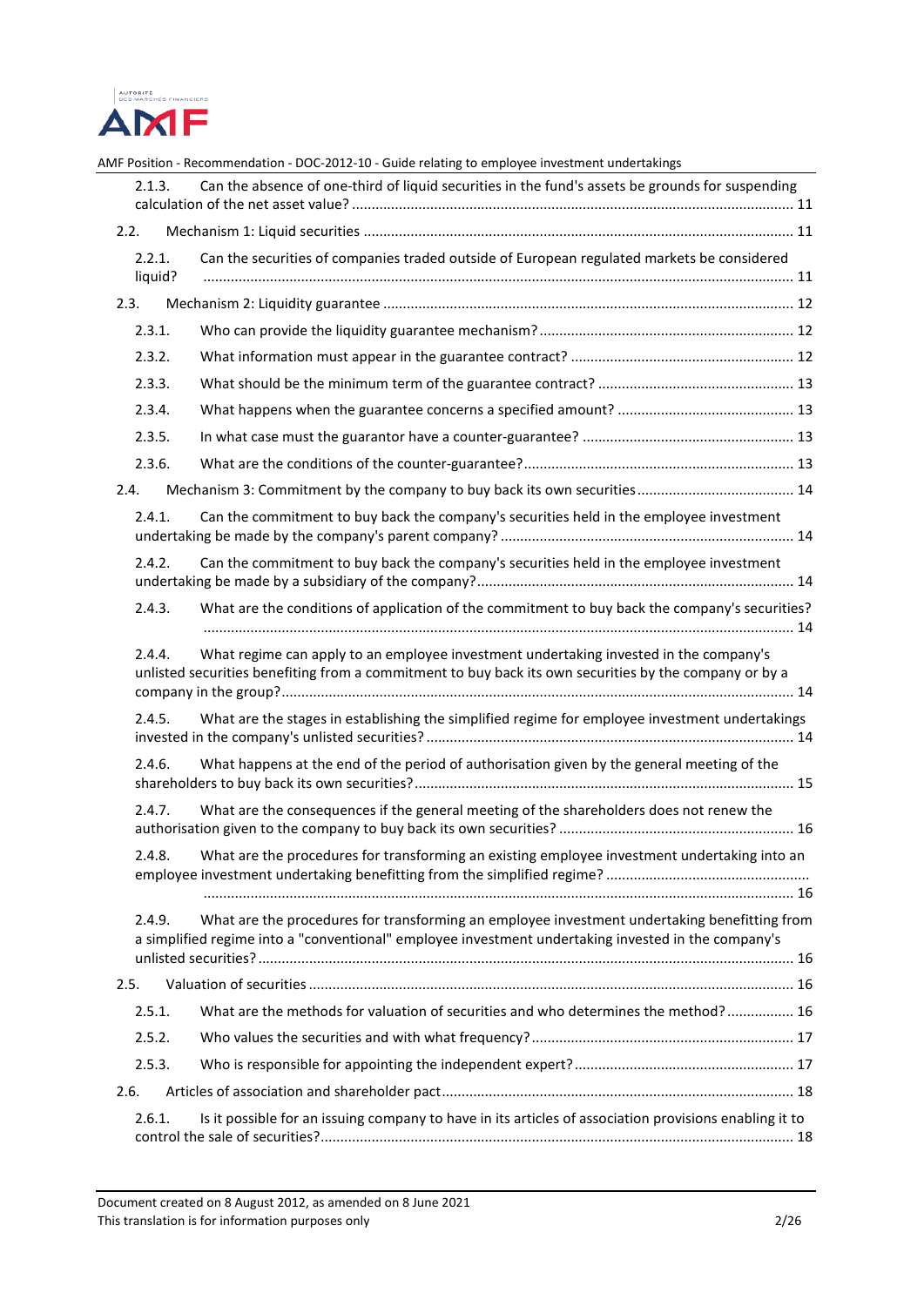2.1.3. Can the absence of one-third of liquid securities in the fund's assets be grounds for suspending calculation of the net asset value? ........ 11

2.2. Mechanism 1: Liquid securities ........ 11

2.2.1. Can the securities of companies traded outside of European regulated markets be considered liquid? ........ 11

2.3. Mechanism 2: Liquidity guarantee ........ 12

2.3.1. Who can provide the liquidity guarantee mechanism? ........ 12

2.3.2. What information must appear in the guarantee contract? ........ 12

2.3.3. What should be the minimum term of the guarantee contract? ........ 13

2.3.4. What happens when the guarantee concerns a specified amount? ........ 13

2.3.5. In what case must the guarantor have a counter-guarantee? ........ 13

2.3.6. What are the conditions of the counter-guarantee? ........ 13

2.4. Mechanism 3: Commitment by the company to buy back its own securities ........ 14

2.4.1. Can the commitment to buy back the company's securities held in the employee investment undertaking be made by the company's parent company? ........ 14

2.4.2. Can the commitment to buy back the company's securities held in the employee investment undertaking be made by a subsidiary of the company? ........ 14

2.4.3. What are the conditions of application of the commitment to buy back the company's securities? ........ 14

2.4.4. What regime can apply to an employee investment undertaking invested in the company's unlisted securities benefiting from a commitment to buy back its own securities by the company or by a company in the group? ........ 14

2.4.5. What are the stages in establishing the simplified regime for employee investment undertakings invested in the company's unlisted securities? ........ 14

2.4.6. What happens at the end of the period of authorisation given by the general meeting of the shareholders to buy back its own securities? ........ 15

2.4.7. What are the consequences if the general meeting of the shareholders does not renew the authorisation given to the company to buy back its own securities? ........ 16

2.4.8. What are the procedures for transforming an existing employee investment undertaking into an employee investment undertaking benefitting from the simplified regime? ........ 16

2.4.9. What are the procedures for transforming an employee investment undertaking benefitting from a simplified regime into a "conventional" employee investment undertaking invested in the company's unlisted securities? ........ 16

2.5. Valuation of securities ........ 16

2.5.1. What are the methods for valuation of securities and who determines the method? ........ 16

2.5.2. Who values the securities and with what frequency? ........ 17

2.5.3. Who is responsible for appointing the independent expert? ........ 17

2.6. Articles of association and shareholder pact ........ 18

2.6.1. Is it possible for an issuing company to have in its articles of association provisions enabling it to control the sale of securities? ........ 18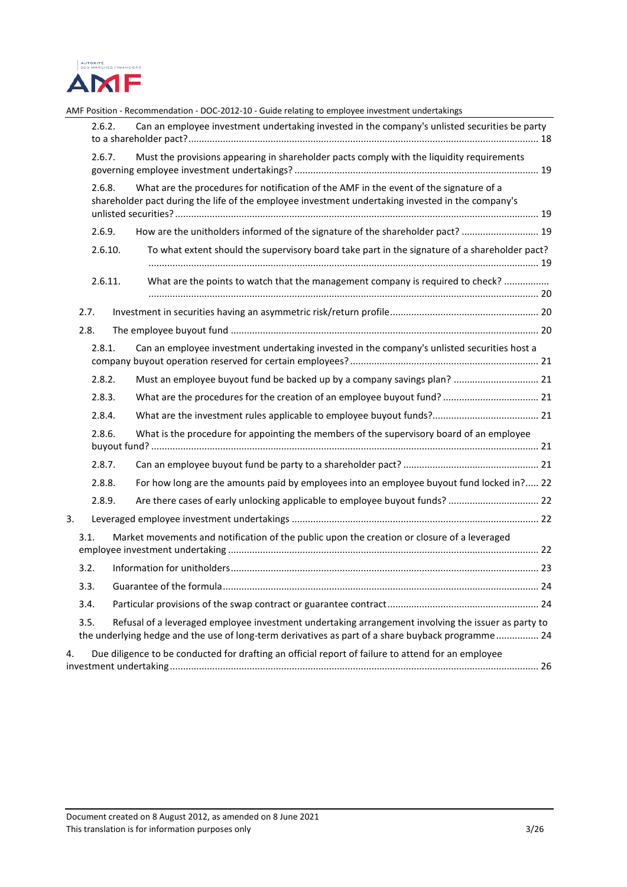2.6.2. Can an employee investment undertaking invested in the company's unlisted securities be party to a shareholder pact? .......... 18

2.6.7. Must the provisions appearing in shareholder pacts comply with the liquidity requirements governing employee investment undertakings? .......... 19

2.6.8. What are the procedures for notification of the AMF in the event of the signature of a shareholder pact during the life of the employee investment undertaking invested in the company's unlisted securities? .......... 19

2.6.9. How are the unitholders informed of the signature of the shareholder pact? .......... 19

2.6.10. To what extent should the supervisory board take part in the signature of a shareholder pact? .......... 19

2.6.11. What are the points to watch that the management company is required to check? .......... 20

2.7. Investment in securities having an asymmetric risk/return profile .......... 20

2.8. The employee buyout fund .......... 20

2.8.1. Can an employee investment undertaking invested in the company's unlisted securities host a company buyout operation reserved for certain employees? .......... 21

2.8.2. Must an employee buyout fund be backed up by a company savings plan? .......... 21

2.8.3. What are the procedures for the creation of an employee buyout fund? .......... 21

2.8.4. What are the investment rules applicable to employee buyout funds? .......... 21

2.8.6. What is the procedure for appointing the members of the supervisory board of an employee buyout fund? .......... 21

2.8.7. Can an employee buyout fund be party to a shareholder pact? .......... 21

2.8.8. For how long are the amounts paid by employees into an employee buyout fund locked in? .......... 22

2.8.9. Are there cases of early unlocking applicable to employee buyout funds? .......... 22

3. Leveraged employee investment undertakings .......... 22

3.1. Market movements and notification of the public upon the creation or closure of a leveraged employee investment undertaking .......... 22

3.2. Information for unitholders .......... 23

3.3. Guarantee of the formula .......... 24

3.4. Particular provisions of the swap contract or guarantee contract .......... 24

3.5. Refusal of a leveraged employee investment undertaking arrangement involving the issuer as party to the underlying hedge and the use of long-term derivatives as part of a share buyback programme .......... 24

4. Due diligence to be conducted for drafting an official report of failure to attend for an employee investment undertaking .......... 26

Document created on 8 August 2012, as amended on 8 June 2021
This translation is for information purposes only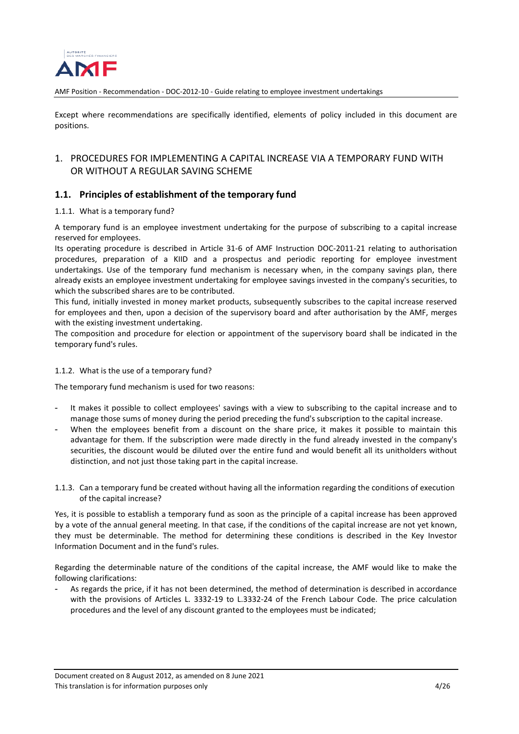Except where recommendations are specifically identified, elements of policy included in this document are positions.

# 1. PROCEDURES FOR IMPLEMENTING A CAPITAL INCREASE VIA A TEMPORARY FUND WITH OR WITHOUT A REGULAR SAVING SCHEME

## 1.1. Principles of establishment of the temporary fund

### 1.1.1. What is a temporary fund?

A temporary fund is an employee investment undertaking for the purpose of subscribing to a capital increase reserved for employees.

Its operating procedure is described in Article 31-6 of AMF Instruction DOC-2011-21 relating to authorisation procedures, preparation of a KIID and a prospectus and periodic reporting for employee investment undertakings. Use of the temporary fund mechanism is necessary when, in the company savings plan, there already exists an employee investment undertaking for employee savings invested in the company's securities, to which the subscribed shares are to be contributed.

This fund, initially invested in money market products, subsequently subscribes to the capital increase reserved for employees and then, upon a decision of the supervisory board and after authorisation by the AMF, merges with the existing investment undertaking.

The composition and procedure for election or appointment of the supervisory board shall be indicated in the temporary fund's rules.

### 1.1.2. What is the use of a temporary fund?

The temporary fund mechanism is used for two reasons:

- It makes it possible to collect employees' savings with a view to subscribing to the capital increase and to manage those sums of money during the period preceding the fund's subscription to the capital increase.
- When the employees benefit from a discount on the share price, it makes it possible to maintain this advantage for them. If the subscription were made directly in the fund already invested in the company's securities, the discount would be diluted over the entire fund and would benefit all its unitholders without distinction, and not just those taking part in the capital increase.

### 1.1.3. Can a temporary fund be created without having all the information regarding the conditions of execution of the capital increase?

Yes, it is possible to establish a temporary fund as soon as the principle of a capital increase has been approved by a vote of the annual general meeting. In that case, if the conditions of the capital increase are not yet known, they must be determinable. The method for determining these conditions is described in the Key Investor Information Document and in the fund's rules.

Regarding the determinable nature of the conditions of the capital increase, the AMF would like to make the following clarifications:

- As regards the price, if it has not been determined, the method of determination is described in accordance with the provisions of Articles L. 3332-19 to L.3332-24 of the French Labour Code. The price calculation procedures and the level of any discount granted to the employees must be indicated;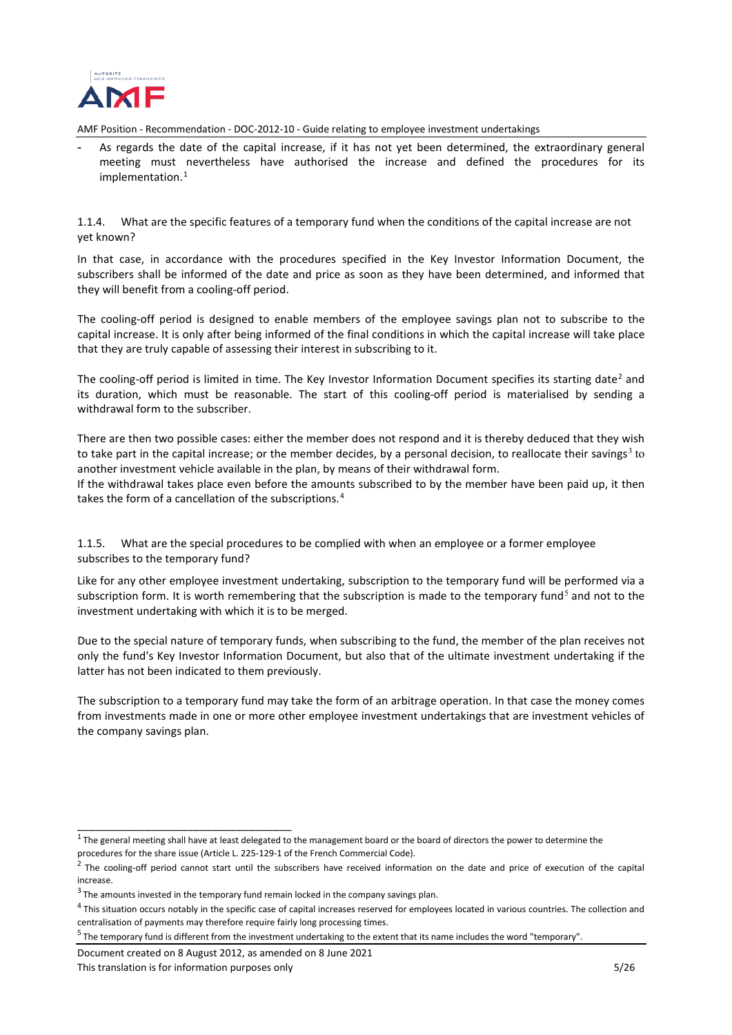- As regards the date of the capital increase, if it has not yet been determined, the extraordinary general meeting must nevertheless have authorised the increase and defined the procedures for its implementation.[1]

### 1.1.4. What are the specific features of a temporary fund when the conditions of the capital increase are not yet known?

In that case, in accordance with the procedures specified in the Key Investor Information Document, the subscribers shall be informed of the date and price as soon as they have been determined, and informed that they will benefit from a cooling-off period.

The cooling-off period is designed to enable members of the employee savings plan not to subscribe to the capital increase. It is only after being informed of the final conditions in which the capital increase will take place that they are truly capable of assessing their interest in subscribing to it.

The cooling-off period is limited in time. The Key Investor Information Document specifies its starting date[2] and its duration, which must be reasonable. The start of this cooling-off period is materialised by sending a withdrawal form to the subscriber.

There are then two possible cases: either the member does not respond and it is thereby deduced that they wish to take part in the capital increase; or the member decides, by a personal decision, to reallocate their savings[3] to another investment vehicle available in the plan, by means of their withdrawal form.

If the withdrawal takes place even before the amounts subscribed to by the member have been paid up, it then takes the form of a cancellation of the subscriptions.[4]

### 1.1.5. What are the special procedures to be complied with when an employee or a former employee subscribes to the temporary fund?

Like for any other employee investment undertaking, subscription to the temporary fund will be performed via a subscription form. It is worth remembering that the subscription is made to the temporary fund[5] and not to the investment undertaking with which it is to be merged.

Due to the special nature of temporary funds, when subscribing to the fund, the member of the plan receives not only the fund's Key Investor Information Document, but also that of the ultimate investment undertaking if the latter has not been indicated to them previously.

The subscription to a temporary fund may take the form of an arbitrage operation. In that case the money comes from investments made in one or more other employee investment undertakings that are investment vehicles of the company savings plan.

---

[1] The general meeting shall have at least delegated to the management board or the board of directors the power to determine the procedures for the share issue (Article L. 225-129-1 of the French Commercial Code).

[2] The cooling-off period cannot start until the subscribers have received information on the date and price of execution of the capital increase.

[3] The amounts invested in the temporary fund remain locked in the company savings plan.

[4] This situation occurs notably in the specific case of capital increases reserved for employees located in various countries. The collection and centralisation of payments may therefore require fairly long processing times.

[5] The temporary fund is different from the investment undertaking to the extent that its name includes the word "temporary".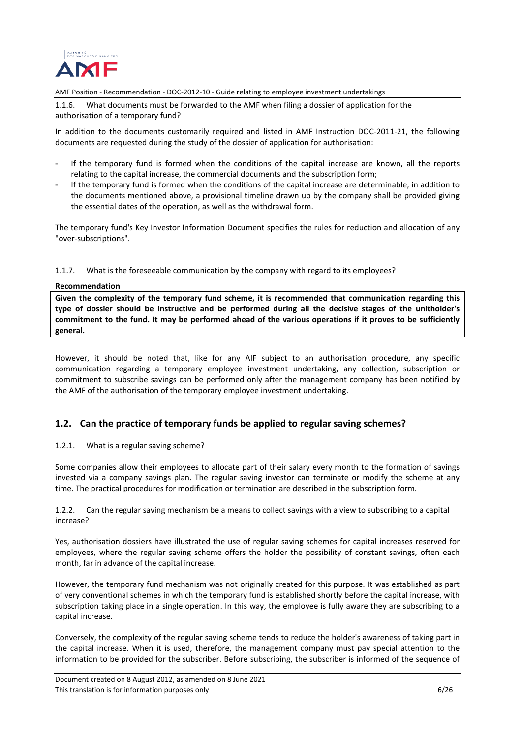1.1.6. What documents must be forwarded to the AMF when filing a dossier of application for the authorisation of a temporary fund?

In addition to the documents customarily required and listed in AMF Instruction DOC-2011-21, the following documents are requested during the study of the dossier of application for authorisation:

- If the temporary fund is formed when the conditions of the capital increase are known, all the reports relating to the capital increase, the commercial documents and the subscription form;
- If the temporary fund is formed when the conditions of the capital increase are determinable, in addition to the documents mentioned above, a provisional timeline drawn up by the company shall be provided giving the essential dates of the operation, as well as the withdrawal form.

The temporary fund's Key Investor Information Document specifies the rules for reduction and allocation of any "over-subscriptions".

1.1.7. What is the foreseeable communication by the company with regard to its employees?

**Recommendation**

**Given the complexity of the temporary fund scheme, it is recommended that communication regarding this type of dossier should be instructive and be performed during all the decisive stages of the unitholder's commitment to the fund. It may be performed ahead of the various operations if it proves to be sufficiently general.**

However, it should be noted that, like for any AIF subject to an authorisation procedure, any specific communication regarding a temporary employee investment undertaking, any collection, subscription or commitment to subscribe savings can be performed only after the management company has been notified by the AMF of the authorisation of the temporary employee investment undertaking.

## 1.2. Can the practice of temporary funds be applied to regular saving schemes?

1.2.1. What is a regular saving scheme?

Some companies allow their employees to allocate part of their salary every month to the formation of savings invested via a company savings plan. The regular saving investor can terminate or modify the scheme at any time. The practical procedures for modification or termination are described in the subscription form.

1.2.2. Can the regular saving mechanism be a means to collect savings with a view to subscribing to a capital increase?

Yes, authorisation dossiers have illustrated the use of regular saving schemes for capital increases reserved for employees, where the regular saving scheme offers the holder the possibility of constant savings, often each month, far in advance of the capital increase.

However, the temporary fund mechanism was not originally created for this purpose. It was established as part of very conventional schemes in which the temporary fund is established shortly before the capital increase, with subscription taking place in a single operation. In this way, the employee is fully aware they are subscribing to a capital increase.

Conversely, the complexity of the regular saving scheme tends to reduce the holder's awareness of taking part in the capital increase. When it is used, therefore, the management company must pay special attention to the information to be provided for the subscriber. Before subscribing, the subscriber is informed of the sequence of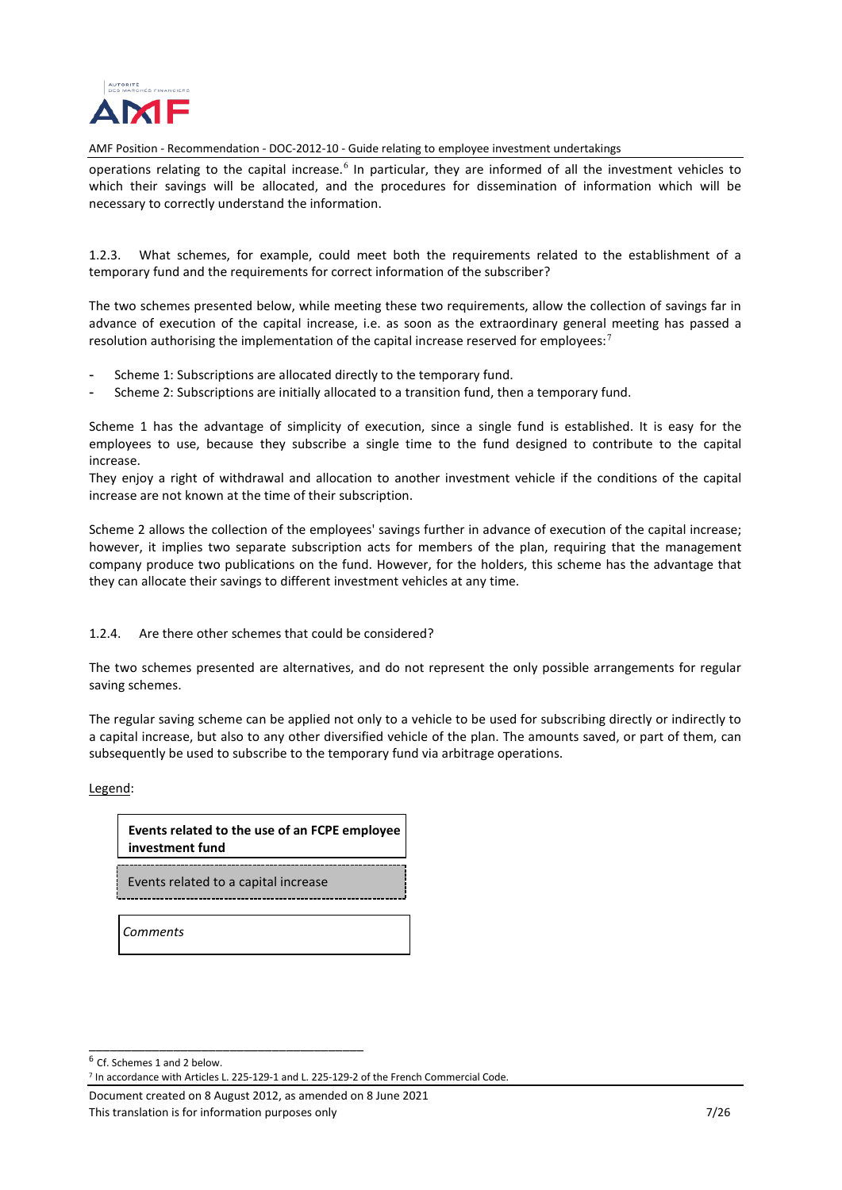operations relating to the capital increase.[6] In particular, they are informed of all the investment vehicles to which their savings will be allocated, and the procedures for dissemination of information which will be necessary to correctly understand the information.

1.2.3. What schemes, for example, could meet both the requirements related to the establishment of a temporary fund and the requirements for correct information of the subscriber?

The two schemes presented below, while meeting these two requirements, allow the collection of savings far in advance of execution of the capital increase, i.e. as soon as the extraordinary general meeting has passed a resolution authorising the implementation of the capital increase reserved for employees:[7]

- Scheme 1: Subscriptions are allocated directly to the temporary fund.
- Scheme 2: Subscriptions are initially allocated to a transition fund, then a temporary fund.

Scheme 1 has the advantage of simplicity of execution, since a single fund is established. It is easy for the employees to use, because they subscribe a single time to the fund designed to contribute to the capital increase.
They enjoy a right of withdrawal and allocation to another investment vehicle if the conditions of the capital increase are not known at the time of their subscription.

Scheme 2 allows the collection of the employees' savings further in advance of execution of the capital increase; however, it implies two separate subscription acts for members of the plan, requiring that the management company produce two publications on the fund. However, for the holders, this scheme has the advantage that they can allocate their savings to different investment vehicles at any time.

1.2.4. Are there other schemes that could be considered?

The two schemes presented are alternatives, and do not represent the only possible arrangements for regular saving schemes.

The regular saving scheme can be applied not only to a vehicle to be used for subscribing directly or indirectly to a capital increase, but also to any other diversified vehicle of the plan. The amounts saved, or part of them, can subsequently be used to subscribe to the temporary fund via arbitrage operations.

Legend:

**Events related to the use of an FCPE employee investment fund**

Events related to a capital increase

*Comments*

---

[6] Cf. Schemes 1 and 2 below.

[7] In accordance with Articles L. 225-129-1 and L. 225-129-2 of the French Commercial Code.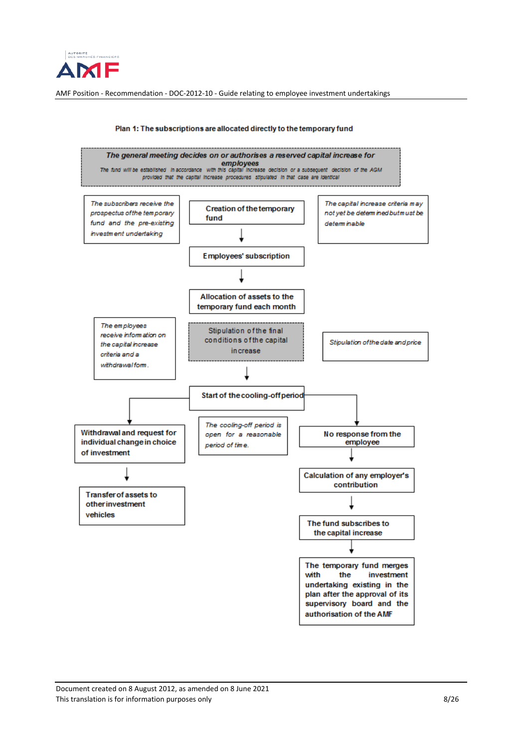**Plan 1: The subscriptions are allocated directly to the temporary fund**

***The general meeting decides on or authorises a reserved capital increase for employees***

*The fund will be established in accordance with this capital increase decision or a subsequent decision of the AGM provided that the capital increase procedures stipulated in that case are identical*

*The subscribers receive the prospectus of the temporary fund and the pre-existing investment undertaking*

**Creation of the temporary fund**

↓

**Employees' subscription**

↓

**Allocation of assets to the temporary fund each month**

*The capital increase criteria may not yet be determined but must be determinable*

*The employees receive information on the capital increase criteria and a withdrawal form.*

Stipulation of the final conditions of the capital increase

*Stipulation of the date and price*

↓

**Start of the cooling-off period**

*The cooling-off period is open for a reasonable period of time.*

**Withdrawal and request for individual change in choice of investment**

↓

**Transfer of assets to other investment vehicles**

**No response from the employee**

↓

**Calculation of any employer's contribution**

↓

**The fund subscribes to the capital increase**

↓

**The temporary fund merges with the investment undertaking existing in the plan after the approval of its supervisory board and the authorisation of the AMF**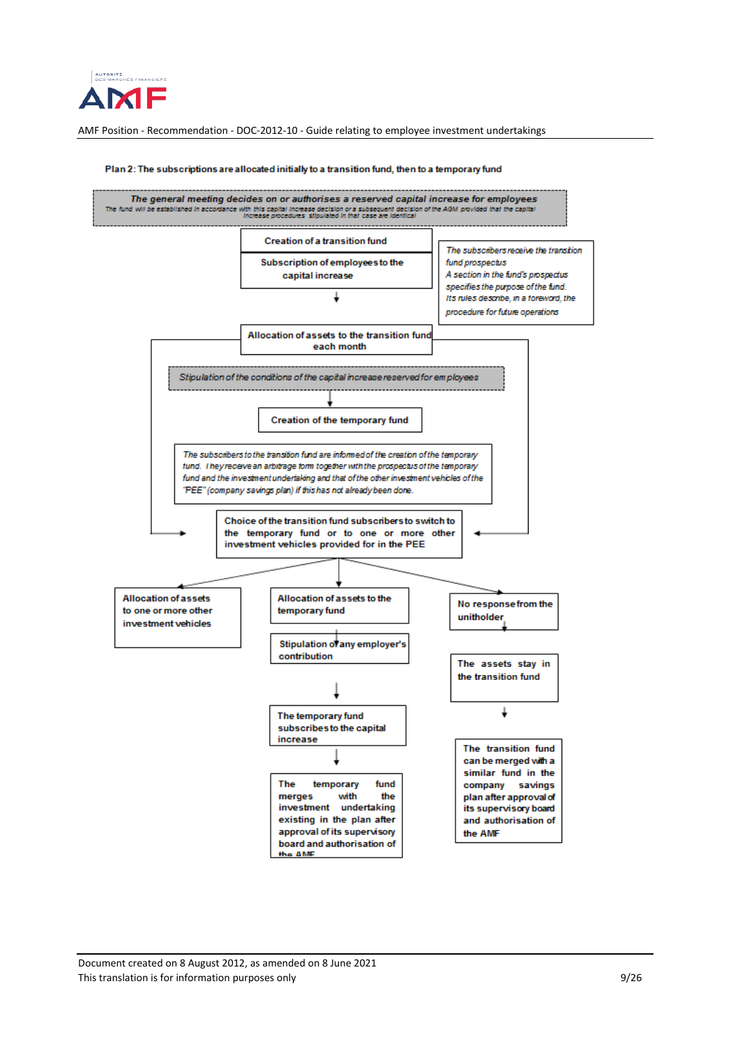**Plan 2: The subscriptions are allocated initially to a transition fund, then to a temporary fund**

*The general meeting decides on or authorises a reserved capital increase for employees*

*The fund will be established in accordance with this capital increase decision or a subsequent decision of the AGM provided that the capital increase procedures stipulated in that case are identical*

Creation of a transition fund

Subscription of employees to the capital increase

*The subscribers receive the transition fund prospectus*
*A section in the fund's prospectus specifies the purpose of the fund.*
*Its rules describe, in a foreword, the procedure for future operations*

Allocation of assets to the transition fund each month

*Stipulation of the conditions of the capital increase reserved for employees*

Creation of the temporary fund

*The subscribers to the transition fund are informed of the creation of the temporary fund. They receive an arbitrage form together with the prospectus of the temporary fund and the investment undertaking and that of the other investment vehicles of the "PEE" (company savings plan) if this has not already been done.*

Choice of the transition fund subscribers to switch to the temporary fund or to one or more other investment vehicles provided for in the PEE

Allocation of assets to one or more other investment vehicles

Allocation of assets to the temporary fund

Stipulation of any employer's contribution

The temporary fund subscribes to the capital increase

The temporary fund merges with the investment undertaking existing in the plan after approval of its supervisory board and authorisation of the AMF

No response from the unitholder

The assets stay in the transition fund

The transition fund can be merged with a similar fund in the company savings plan after approval of its supervisory board and authorisation of the AMF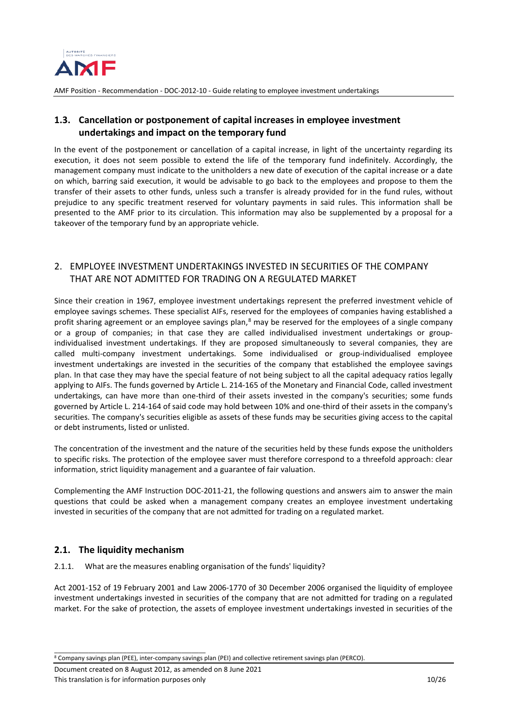## 1.3. Cancellation or postponement of capital increases in employee investment undertakings and impact on the temporary fund

In the event of the postponement or cancellation of a capital increase, in light of the uncertainty regarding its execution, it does not seem possible to extend the life of the temporary fund indefinitely. Accordingly, the management company must indicate to the unitholders a new date of execution of the capital increase or a date on which, barring said execution, it would be advisable to go back to the employees and propose to them the transfer of their assets to other funds, unless such a transfer is already provided for in the fund rules, without prejudice to any specific treatment reserved for voluntary payments in said rules. This information shall be presented to the AMF prior to its circulation. This information may also be supplemented by a proposal for a takeover of the temporary fund by an appropriate vehicle.

# 2. EMPLOYEE INVESTMENT UNDERTAKINGS INVESTED IN SECURITIES OF THE COMPANY THAT ARE NOT ADMITTED FOR TRADING ON A REGULATED MARKET

Since their creation in 1967, employee investment undertakings represent the preferred investment vehicle of employee savings schemes. These specialist AIFs, reserved for the employees of companies having established a profit sharing agreement or an employee savings plan,[8] may be reserved for the employees of a single company or a group of companies; in that case they are called individualised investment undertakings or group-individualised investment undertakings. If they are proposed simultaneously to several companies, they are called multi-company investment undertakings. Some individualised or group-individualised employee investment undertakings are invested in the securities of the company that established the employee savings plan. In that case they may have the special feature of not being subject to all the capital adequacy ratios legally applying to AIFs. The funds governed by Article L. 214-165 of the Monetary and Financial Code, called investment undertakings, can have more than one-third of their assets invested in the company's securities; some funds governed by Article L. 214-164 of said code may hold between 10% and one-third of their assets in the company's securities. The company's securities eligible as assets of these funds may be securities giving access to the capital or debt instruments, listed or unlisted.

The concentration of the investment and the nature of the securities held by these funds expose the unitholders to specific risks. The protection of the employee saver must therefore correspond to a threefold approach: clear information, strict liquidity management and a guarantee of fair valuation.

Complementing the AMF Instruction DOC-2011-21, the following questions and answers aim to answer the main questions that could be asked when a management company creates an employee investment undertaking invested in securities of the company that are not admitted for trading on a regulated market.

## 2.1. The liquidity mechanism

2.1.1. What are the measures enabling organisation of the funds' liquidity?

Act 2001-152 of 19 February 2001 and Law 2006-1770 of 30 December 2006 organised the liquidity of employee investment undertakings invested in securities of the company that are not admitted for trading on a regulated market. For the sake of protection, the assets of employee investment undertakings invested in securities of the

[8] Company savings plan (PEE), inter-company savings plan (PEI) and collective retirement savings plan (PERCO).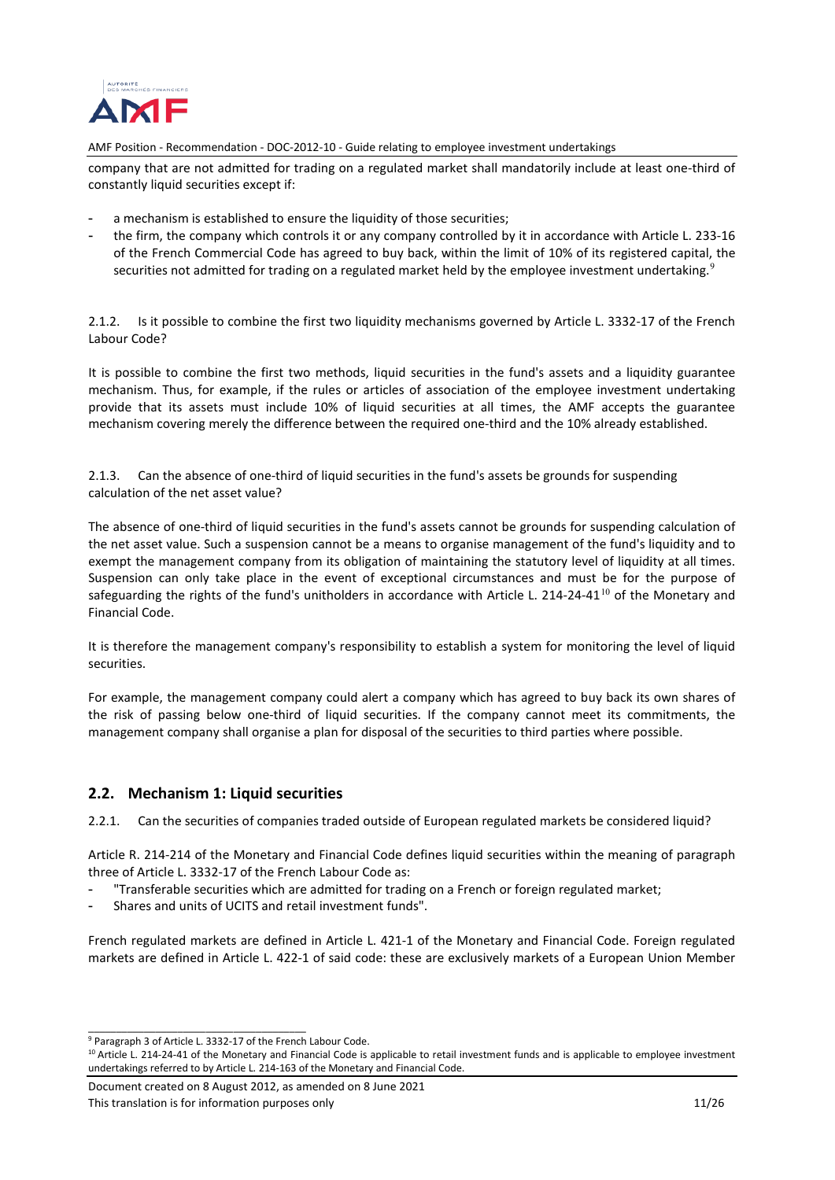company that are not admitted for trading on a regulated market shall mandatorily include at least one-third of constantly liquid securities except if:

- a mechanism is established to ensure the liquidity of those securities;
- the firm, the company which controls it or any company controlled by it in accordance with Article L. 233-16 of the French Commercial Code has agreed to buy back, within the limit of 10% of its registered capital, the securities not admitted for trading on a regulated market held by the employee investment undertaking.[9]

2.1.2. Is it possible to combine the first two liquidity mechanisms governed by Article L. 3332-17 of the French Labour Code?

It is possible to combine the first two methods, liquid securities in the fund's assets and a liquidity guarantee mechanism. Thus, for example, if the rules or articles of association of the employee investment undertaking provide that its assets must include 10% of liquid securities at all times, the AMF accepts the guarantee mechanism covering merely the difference between the required one-third and the 10% already established.

2.1.3. Can the absence of one-third of liquid securities in the fund's assets be grounds for suspending calculation of the net asset value?

The absence of one-third of liquid securities in the fund's assets cannot be grounds for suspending calculation of the net asset value. Such a suspension cannot be a means to organise management of the fund's liquidity and to exempt the management company from its obligation of maintaining the statutory level of liquidity at all times. Suspension can only take place in the event of exceptional circumstances and must be for the purpose of safeguarding the rights of the fund's unitholders in accordance with Article L. 214-24-41[10] of the Monetary and Financial Code.

It is therefore the management company's responsibility to establish a system for monitoring the level of liquid securities.

For example, the management company could alert a company which has agreed to buy back its own shares of the risk of passing below one-third of liquid securities. If the company cannot meet its commitments, the management company shall organise a plan for disposal of the securities to third parties where possible.

## 2.2. Mechanism 1: Liquid securities

2.2.1. Can the securities of companies traded outside of European regulated markets be considered liquid?

Article R. 214-214 of the Monetary and Financial Code defines liquid securities within the meaning of paragraph three of Article L. 3332-17 of the French Labour Code as:

- "Transferable securities which are admitted for trading on a French or foreign regulated market;
- Shares and units of UCITS and retail investment funds".

French regulated markets are defined in Article L. 421-1 of the Monetary and Financial Code. Foreign regulated markets are defined in Article L. 422-1 of said code: these are exclusively markets of a European Union Member

---

[9] Paragraph 3 of Article L. 3332-17 of the French Labour Code.

[10] Article L. 214-24-41 of the Monetary and Financial Code is applicable to retail investment funds and is applicable to employee investment undertakings referred to by Article L. 214-163 of the Monetary and Financial Code.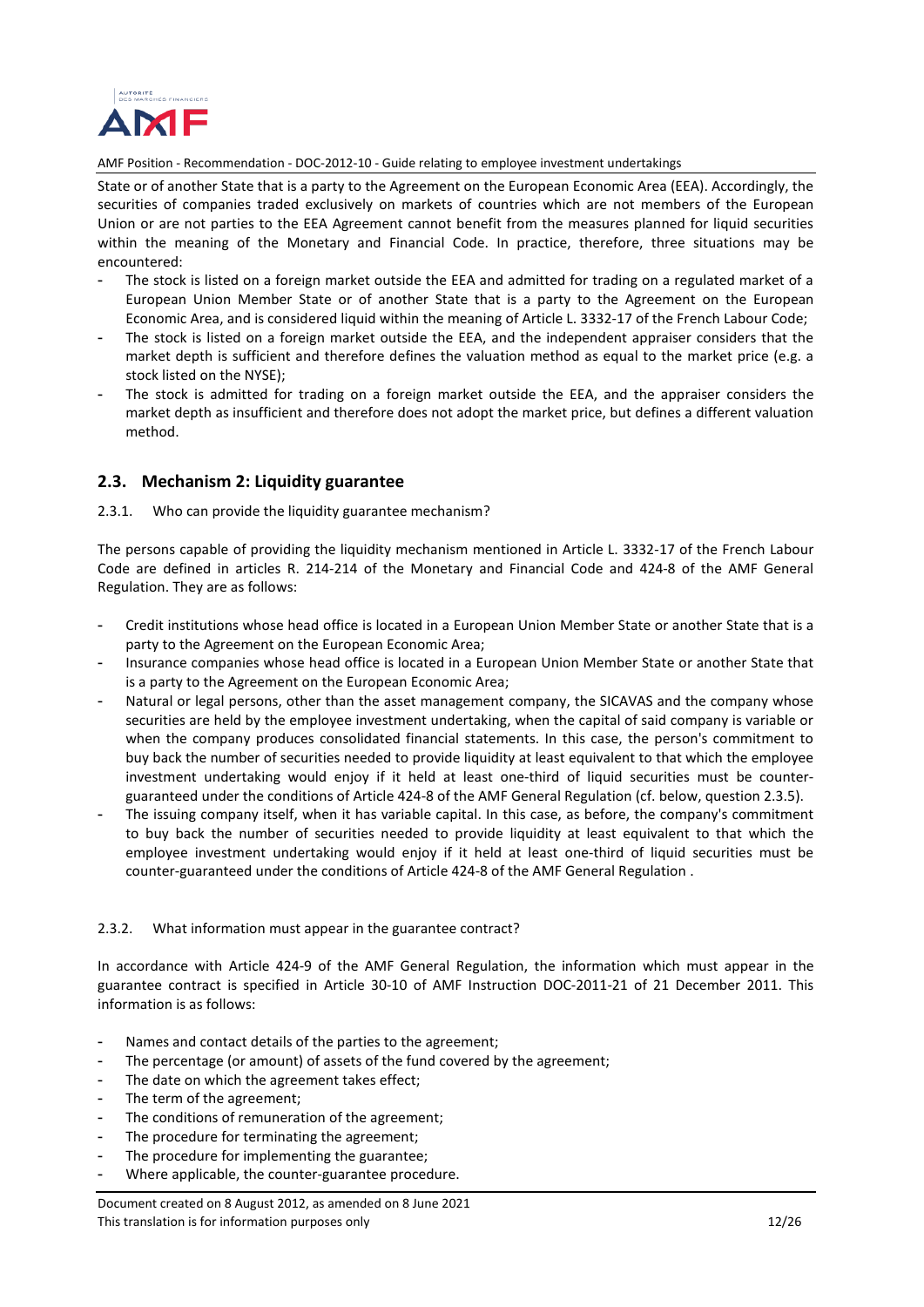State or of another State that is a party to the Agreement on the European Economic Area (EEA). Accordingly, the securities of companies traded exclusively on markets of countries which are not members of the European Union or are not parties to the EEA Agreement cannot benefit from the measures planned for liquid securities within the meaning of the Monetary and Financial Code. In practice, therefore, three situations may be encountered:

- The stock is listed on a foreign market outside the EEA and admitted for trading on a regulated market of a European Union Member State or of another State that is a party to the Agreement on the European Economic Area, and is considered liquid within the meaning of Article L. 3332-17 of the French Labour Code;
- The stock is listed on a foreign market outside the EEA, and the independent appraiser considers that the market depth is sufficient and therefore defines the valuation method as equal to the market price (e.g. a stock listed on the NYSE);
- The stock is admitted for trading on a foreign market outside the EEA, and the appraiser considers the market depth as insufficient and therefore does not adopt the market price, but defines a different valuation method.

## 2.3. Mechanism 2: Liquidity guarantee

### 2.3.1. Who can provide the liquidity guarantee mechanism?

The persons capable of providing the liquidity mechanism mentioned in Article L. 3332-17 of the French Labour Code are defined in articles R. 214-214 of the Monetary and Financial Code and 424-8 of the AMF General Regulation. They are as follows:

- Credit institutions whose head office is located in a European Union Member State or another State that is a party to the Agreement on the European Economic Area;
- Insurance companies whose head office is located in a European Union Member State or another State that is a party to the Agreement on the European Economic Area;
- Natural or legal persons, other than the asset management company, the SICAVAS and the company whose securities are held by the employee investment undertaking, when the capital of said company is variable or when the company produces consolidated financial statements. In this case, the person's commitment to buy back the number of securities needed to provide liquidity at least equivalent to that which the employee investment undertaking would enjoy if it held at least one-third of liquid securities must be counter-guaranteed under the conditions of Article 424-8 of the AMF General Regulation (cf. below, question 2.3.5).
- The issuing company itself, when it has variable capital. In this case, as before, the company's commitment to buy back the number of securities needed to provide liquidity at least equivalent to that which the employee investment undertaking would enjoy if it held at least one-third of liquid securities must be counter-guaranteed under the conditions of Article 424-8 of the AMF General Regulation .

### 2.3.2. What information must appear in the guarantee contract?

In accordance with Article 424-9 of the AMF General Regulation, the information which must appear in the guarantee contract is specified in Article 30-10 of AMF Instruction DOC-2011-21 of 21 December 2011. This information is as follows:

- Names and contact details of the parties to the agreement;
- The percentage (or amount) of assets of the fund covered by the agreement;
- The date on which the agreement takes effect;
- The term of the agreement;
- The conditions of remuneration of the agreement;
- The procedure for terminating the agreement;
- The procedure for implementing the guarantee;
- Where applicable, the counter-guarantee procedure.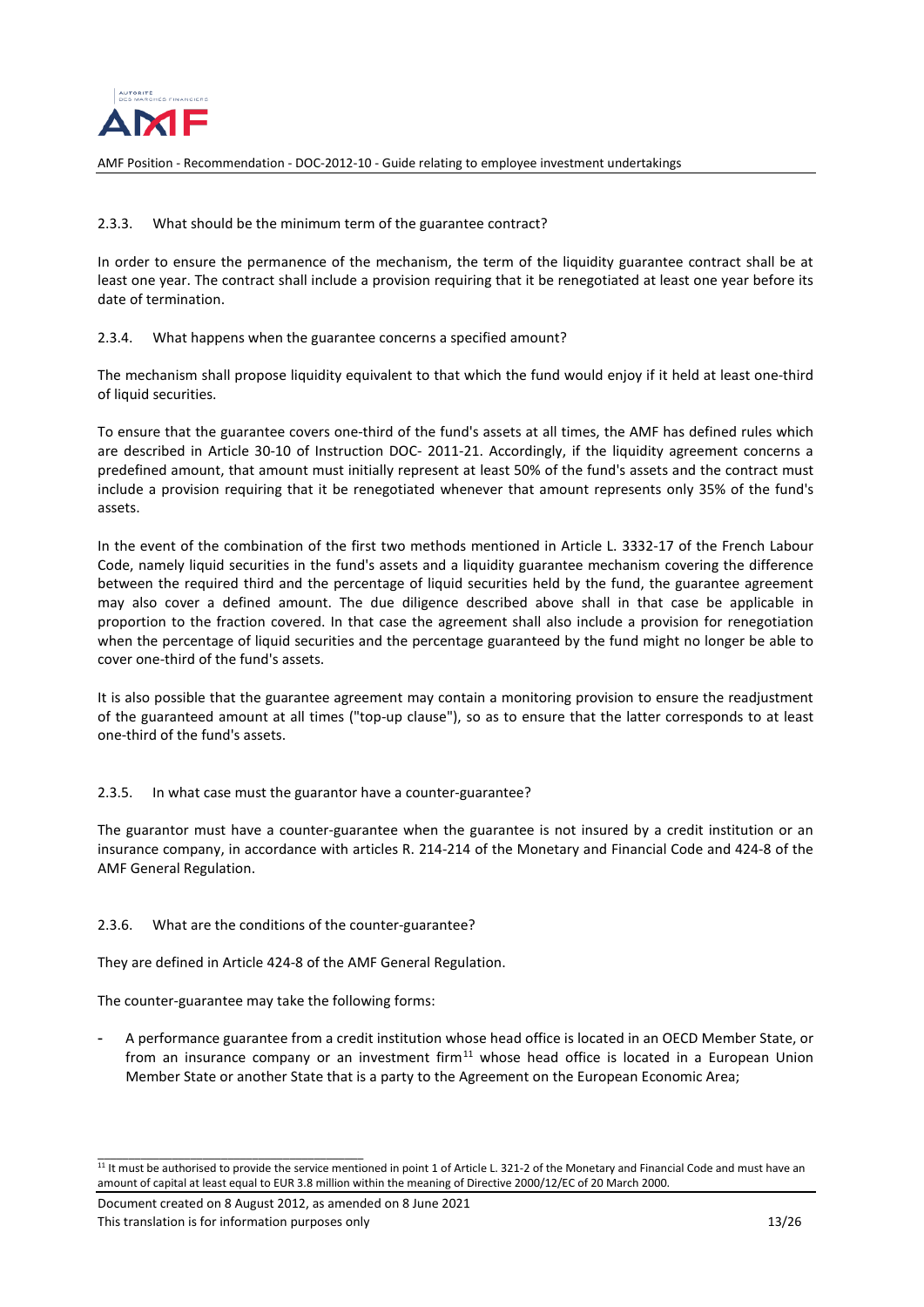### 2.3.3. What should be the minimum term of the guarantee contract?

In order to ensure the permanence of the mechanism, the term of the liquidity guarantee contract shall be at least one year. The contract shall include a provision requiring that it be renegotiated at least one year before its date of termination.

### 2.3.4. What happens when the guarantee concerns a specified amount?

The mechanism shall propose liquidity equivalent to that which the fund would enjoy if it held at least one-third of liquid securities.

To ensure that the guarantee covers one-third of the fund's assets at all times, the AMF has defined rules which are described in Article 30-10 of Instruction DOC- 2011-21. Accordingly, if the liquidity agreement concerns a predefined amount, that amount must initially represent at least 50% of the fund's assets and the contract must include a provision requiring that it be renegotiated whenever that amount represents only 35% of the fund's assets.

In the event of the combination of the first two methods mentioned in Article L. 3332-17 of the French Labour Code, namely liquid securities in the fund's assets and a liquidity guarantee mechanism covering the difference between the required third and the percentage of liquid securities held by the fund, the guarantee agreement may also cover a defined amount. The due diligence described above shall in that case be applicable in proportion to the fraction covered. In that case the agreement shall also include a provision for renegotiation when the percentage of liquid securities and the percentage guaranteed by the fund might no longer be able to cover one-third of the fund's assets.

It is also possible that the guarantee agreement may contain a monitoring provision to ensure the readjustment of the guaranteed amount at all times ("top-up clause"), so as to ensure that the latter corresponds to at least one-third of the fund's assets.

### 2.3.5. In what case must the guarantor have a counter-guarantee?

The guarantor must have a counter-guarantee when the guarantee is not insured by a credit institution or an insurance company, in accordance with articles R. 214-214 of the Monetary and Financial Code and 424-8 of the AMF General Regulation.

### 2.3.6. What are the conditions of the counter-guarantee?

They are defined in Article 424-8 of the AMF General Regulation.

The counter-guarantee may take the following forms:

- A performance guarantee from a credit institution whose head office is located in an OECD Member State, or from an insurance company or an investment firm[11] whose head office is located in a European Union Member State or another State that is a party to the Agreement on the European Economic Area;

---

[11] It must be authorised to provide the service mentioned in point 1 of Article L. 321-2 of the Monetary and Financial Code and must have an amount of capital at least equal to EUR 3.8 million within the meaning of Directive 2000/12/EC of 20 March 2000.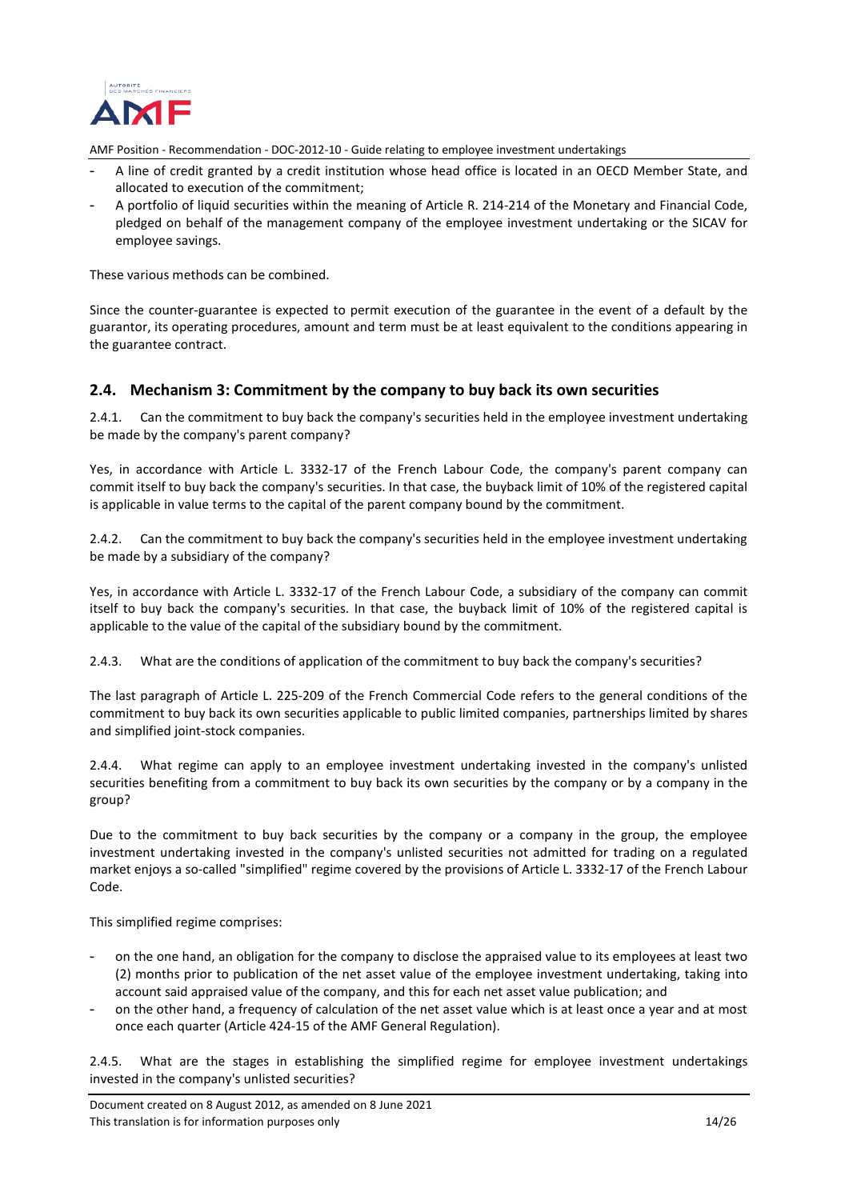- A line of credit granted by a credit institution whose head office is located in an OECD Member State, and allocated to execution of the commitment;
- A portfolio of liquid securities within the meaning of Article R. 214-214 of the Monetary and Financial Code, pledged on behalf of the management company of the employee investment undertaking or the SICAV for employee savings.

These various methods can be combined.

Since the counter-guarantee is expected to permit execution of the guarantee in the event of a default by the guarantor, its operating procedures, amount and term must be at least equivalent to the conditions appearing in the guarantee contract.

## 2.4. Mechanism 3: Commitment by the company to buy back its own securities

2.4.1. Can the commitment to buy back the company's securities held in the employee investment undertaking be made by the company's parent company?

Yes, in accordance with Article L. 3332-17 of the French Labour Code, the company's parent company can commit itself to buy back the company's securities. In that case, the buyback limit of 10% of the registered capital is applicable in value terms to the capital of the parent company bound by the commitment.

2.4.2. Can the commitment to buy back the company's securities held in the employee investment undertaking be made by a subsidiary of the company?

Yes, in accordance with Article L. 3332-17 of the French Labour Code, a subsidiary of the company can commit itself to buy back the company's securities. In that case, the buyback limit of 10% of the registered capital is applicable to the value of the capital of the subsidiary bound by the commitment.

2.4.3. What are the conditions of application of the commitment to buy back the company's securities?

The last paragraph of Article L. 225-209 of the French Commercial Code refers to the general conditions of the commitment to buy back its own securities applicable to public limited companies, partnerships limited by shares and simplified joint-stock companies.

2.4.4. What regime can apply to an employee investment undertaking invested in the company's unlisted securities benefiting from a commitment to buy back its own securities by the company or by a company in the group?

Due to the commitment to buy back securities by the company or a company in the group, the employee investment undertaking invested in the company's unlisted securities not admitted for trading on a regulated market enjoys a so-called "simplified" regime covered by the provisions of Article L. 3332-17 of the French Labour Code.

This simplified regime comprises:

- on the one hand, an obligation for the company to disclose the appraised value to its employees at least two (2) months prior to publication of the net asset value of the employee investment undertaking, taking into account said appraised value of the company, and this for each net asset value publication; and
- on the other hand, a frequency of calculation of the net asset value which is at least once a year and at most once each quarter (Article 424-15 of the AMF General Regulation).

2.4.5. What are the stages in establishing the simplified regime for employee investment undertakings invested in the company's unlisted securities?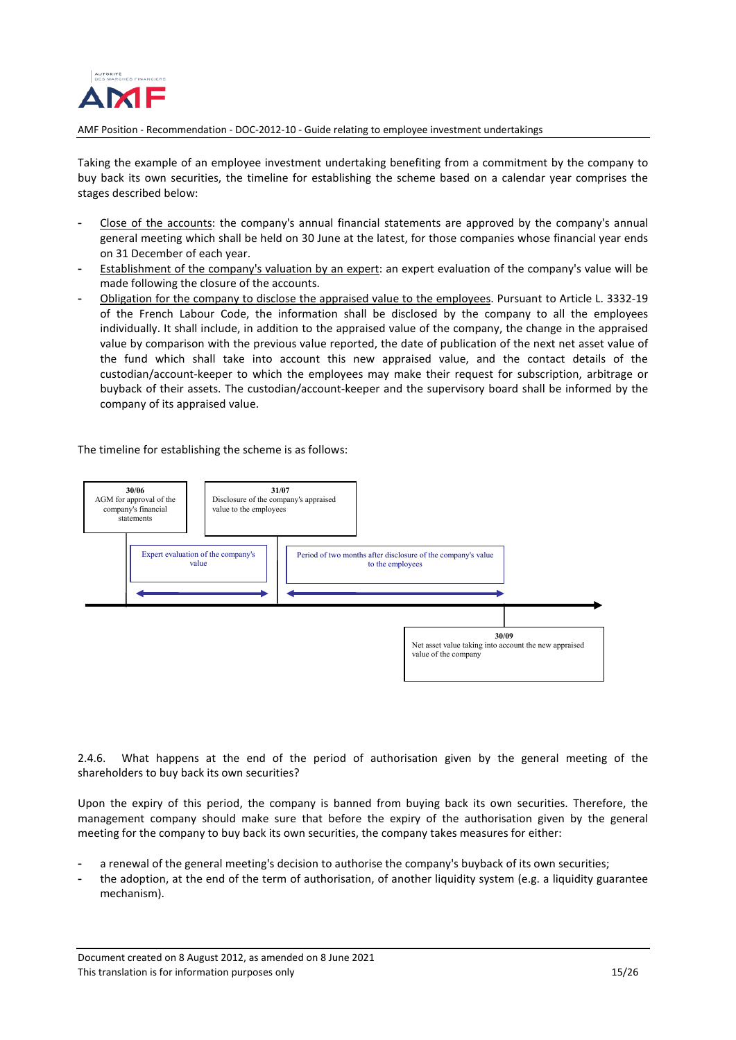Taking the example of an employee investment undertaking benefiting from a commitment by the company to buy back its own securities, the timeline for establishing the scheme based on a calendar year comprises the stages described below:

- Close of the accounts: the company's annual financial statements are approved by the company's annual general meeting which shall be held on 30 June at the latest, for those companies whose financial year ends on 31 December of each year.
- Establishment of the company's valuation by an expert: an expert evaluation of the company's value will be made following the closure of the accounts.
- Obligation for the company to disclose the appraised value to the employees. Pursuant to Article L. 3332-19 of the French Labour Code, the information shall be disclosed by the company to all the employees individually. It shall include, in addition to the appraised value of the company, the change in the appraised value by comparison with the previous value reported, the date of publication of the next net asset value of the fund which shall take into account this new appraised value, and the contact details of the custodian/account-keeper to which the employees may make their request for subscription, arbitrage or buyback of their assets. The custodian/account-keeper and the supervisory board shall be informed by the company of its appraised value.

The timeline for establishing the scheme is as follows:

**30/06** AGM for approval of the company's financial statements

**31/07** Disclosure of the company's appraised value to the employees

Expert evaluation of the company's value

Period of two months after disclosure of the company's value to the employees

**30/09** Net asset value taking into account the new appraised value of the company

2.4.6. What happens at the end of the period of authorisation given by the general meeting of the shareholders to buy back its own securities?

Upon the expiry of this period, the company is banned from buying back its own securities. Therefore, the management company should make sure that before the expiry of the authorisation given by the general meeting for the company to buy back its own securities, the company takes measures for either:

- a renewal of the general meeting's decision to authorise the company's buyback of its own securities;
- the adoption, at the end of the term of authorisation, of another liquidity system (e.g. a liquidity guarantee mechanism).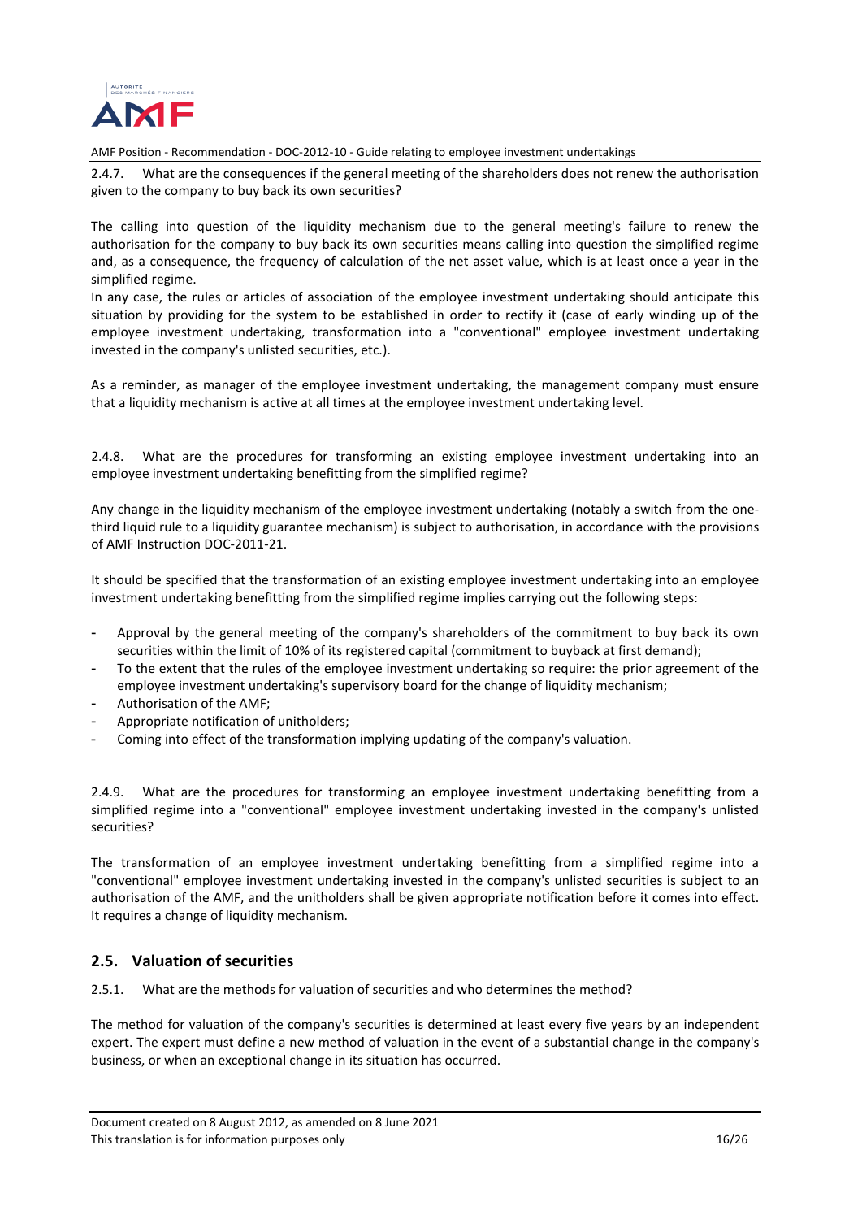2.4.7. What are the consequences if the general meeting of the shareholders does not renew the authorisation given to the company to buy back its own securities?

The calling into question of the liquidity mechanism due to the general meeting's failure to renew the authorisation for the company to buy back its own securities means calling into question the simplified regime and, as a consequence, the frequency of calculation of the net asset value, which is at least once a year in the simplified regime.

In any case, the rules or articles of association of the employee investment undertaking should anticipate this situation by providing for the system to be established in order to rectify it (case of early winding up of the employee investment undertaking, transformation into a "conventional" employee investment undertaking invested in the company's unlisted securities, etc.).

As a reminder, as manager of the employee investment undertaking, the management company must ensure that a liquidity mechanism is active at all times at the employee investment undertaking level.

2.4.8. What are the procedures for transforming an existing employee investment undertaking into an employee investment undertaking benefitting from the simplified regime?

Any change in the liquidity mechanism of the employee investment undertaking (notably a switch from the one-third liquid rule to a liquidity guarantee mechanism) is subject to authorisation, in accordance with the provisions of AMF Instruction DOC-2011-21.

It should be specified that the transformation of an existing employee investment undertaking into an employee investment undertaking benefitting from the simplified regime implies carrying out the following steps:

- Approval by the general meeting of the company's shareholders of the commitment to buy back its own securities within the limit of 10% of its registered capital (commitment to buyback at first demand);
- To the extent that the rules of the employee investment undertaking so require: the prior agreement of the employee investment undertaking's supervisory board for the change of liquidity mechanism;
- Authorisation of the AMF;
- Appropriate notification of unitholders;
- Coming into effect of the transformation implying updating of the company's valuation.

2.4.9. What are the procedures for transforming an employee investment undertaking benefitting from a simplified regime into a "conventional" employee investment undertaking invested in the company's unlisted securities?

The transformation of an employee investment undertaking benefitting from a simplified regime into a "conventional" employee investment undertaking invested in the company's unlisted securities is subject to an authorisation of the AMF, and the unitholders shall be given appropriate notification before it comes into effect. It requires a change of liquidity mechanism.

## 2.5. Valuation of securities

2.5.1. What are the methods for valuation of securities and who determines the method?

The method for valuation of the company's securities is determined at least every five years by an independent expert. The expert must define a new method of valuation in the event of a substantial change in the company's business, or when an exceptional change in its situation has occurred.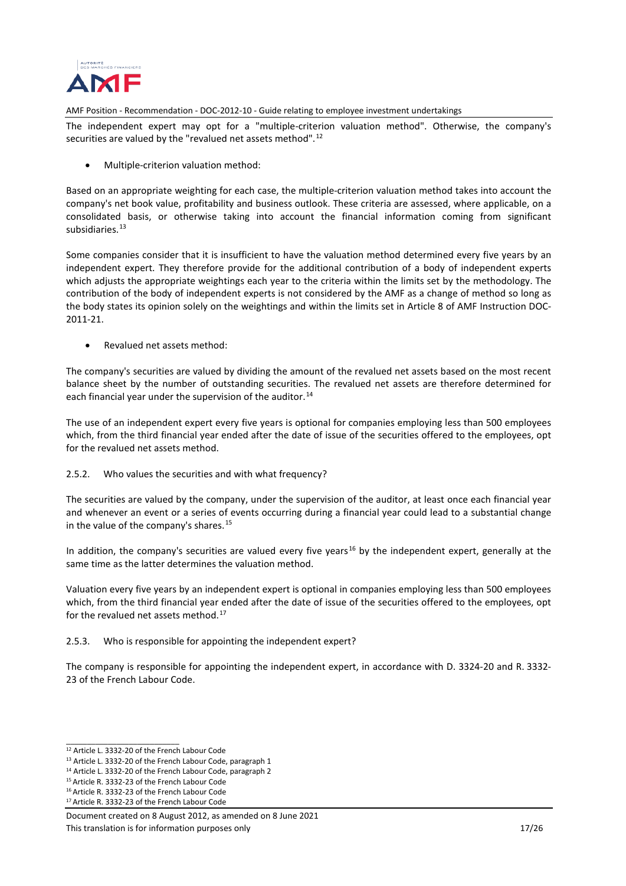The independent expert may opt for a "multiple-criterion valuation method". Otherwise, the company's securities are valued by the "revalued net assets method".[12]

- Multiple-criterion valuation method:

Based on an appropriate weighting for each case, the multiple-criterion valuation method takes into account the company's net book value, profitability and business outlook. These criteria are assessed, where applicable, on a consolidated basis, or otherwise taking into account the financial information coming from significant subsidiaries.[13]

Some companies consider that it is insufficient to have the valuation method determined every five years by an independent expert. They therefore provide for the additional contribution of a body of independent experts which adjusts the appropriate weightings each year to the criteria within the limits set by the methodology. The contribution of the body of independent experts is not considered by the AMF as a change of method so long as the body states its opinion solely on the weightings and within the limits set in Article 8 of AMF Instruction DOC-2011-21.

- Revalued net assets method:

The company's securities are valued by dividing the amount of the revalued net assets based on the most recent balance sheet by the number of outstanding securities. The revalued net assets are therefore determined for each financial year under the supervision of the auditor.[14]

The use of an independent expert every five years is optional for companies employing less than 500 employees which, from the third financial year ended after the date of issue of the securities offered to the employees, opt for the revalued net assets method.

#### 2.5.2. Who values the securities and with what frequency?

The securities are valued by the company, under the supervision of the auditor, at least once each financial year and whenever an event or a series of events occurring during a financial year could lead to a substantial change in the value of the company's shares.[15]

In addition, the company's securities are valued every five years[16] by the independent expert, generally at the same time as the latter determines the valuation method.

Valuation every five years by an independent expert is optional in companies employing less than 500 employees which, from the third financial year ended after the date of issue of the securities offered to the employees, opt for the revalued net assets method.[17]

#### 2.5.3. Who is responsible for appointing the independent expert?

The company is responsible for appointing the independent expert, in accordance with D. 3324-20 and R. 3332-23 of the French Labour Code.

---

[12] Article L. 3332-20 of the French Labour Code

[13] Article L. 3332-20 of the French Labour Code, paragraph 1

[14] Article L. 3332-20 of the French Labour Code, paragraph 2

[15] Article R. 3332-23 of the French Labour Code

[16] Article R. 3332-23 of the French Labour Code

[17] Article R. 3332-23 of the French Labour Code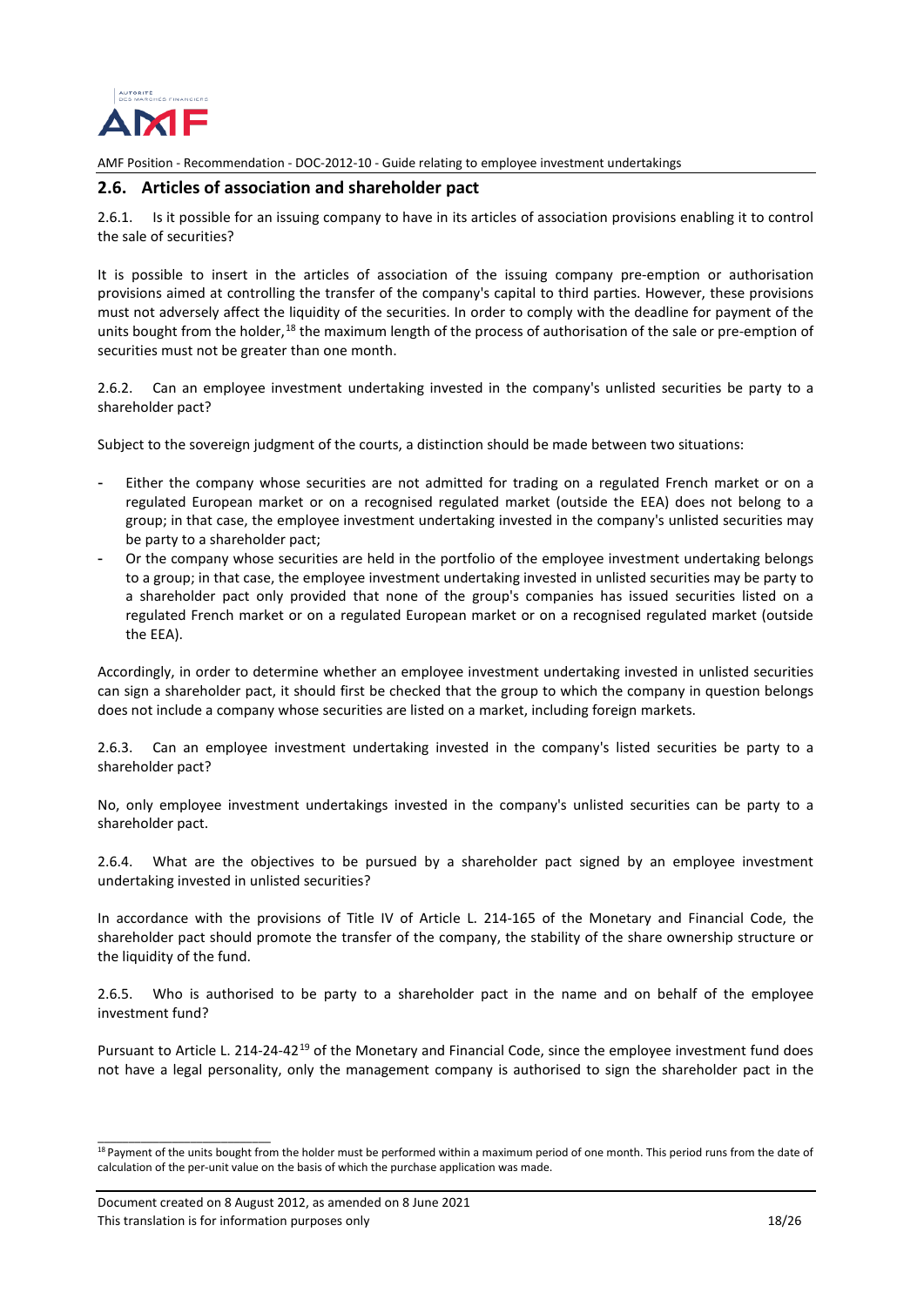## 2.6. Articles of association and shareholder pact

2.6.1. Is it possible for an issuing company to have in its articles of association provisions enabling it to control the sale of securities?

It is possible to insert in the articles of association of the issuing company pre-emption or authorisation provisions aimed at controlling the transfer of the company's capital to third parties. However, these provisions must not adversely affect the liquidity of the securities. In order to comply with the deadline for payment of the units bought from the holder,[18] the maximum length of the process of authorisation of the sale or pre-emption of securities must not be greater than one month.

2.6.2. Can an employee investment undertaking invested in the company's unlisted securities be party to a shareholder pact?

Subject to the sovereign judgment of the courts, a distinction should be made between two situations:

- Either the company whose securities are not admitted for trading on a regulated French market or on a regulated European market or on a recognised regulated market (outside the EEA) does not belong to a group; in that case, the employee investment undertaking invested in the company's unlisted securities may be party to a shareholder pact;
- Or the company whose securities are held in the portfolio of the employee investment undertaking belongs to a group; in that case, the employee investment undertaking invested in unlisted securities may be party to a shareholder pact only provided that none of the group's companies has issued securities listed on a regulated French market or on a regulated European market or on a recognised regulated market (outside the EEA).

Accordingly, in order to determine whether an employee investment undertaking invested in unlisted securities can sign a shareholder pact, it should first be checked that the group to which the company in question belongs does not include a company whose securities are listed on a market, including foreign markets.

2.6.3. Can an employee investment undertaking invested in the company's listed securities be party to a shareholder pact?

No, only employee investment undertakings invested in the company's unlisted securities can be party to a shareholder pact.

2.6.4. What are the objectives to be pursued by a shareholder pact signed by an employee investment undertaking invested in unlisted securities?

In accordance with the provisions of Title IV of Article L. 214-165 of the Monetary and Financial Code, the shareholder pact should promote the transfer of the company, the stability of the share ownership structure or the liquidity of the fund.

2.6.5. Who is authorised to be party to a shareholder pact in the name and on behalf of the employee investment fund?

Pursuant to Article L. 214-24-42[19] of the Monetary and Financial Code, since the employee investment fund does not have a legal personality, only the management company is authorised to sign the shareholder pact in the

[18] Payment of the units bought from the holder must be performed within a maximum period of one month. This period runs from the date of calculation of the per-unit value on the basis of which the purchase application was made.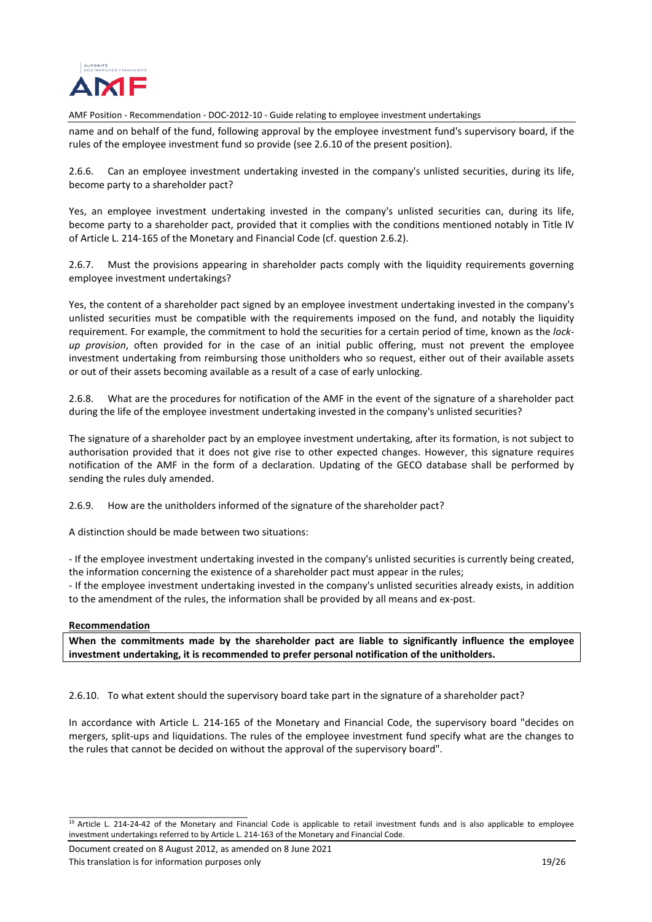name and on behalf of the fund, following approval by the employee investment fund's supervisory board, if the rules of the employee investment fund so provide (see 2.6.10 of the present position).

2.6.6. Can an employee investment undertaking invested in the company's unlisted securities, during its life, become party to a shareholder pact?

Yes, an employee investment undertaking invested in the company's unlisted securities can, during its life, become party to a shareholder pact, provided that it complies with the conditions mentioned notably in Title IV of Article L. 214-165 of the Monetary and Financial Code (cf. question 2.6.2).

2.6.7. Must the provisions appearing in shareholder pacts comply with the liquidity requirements governing employee investment undertakings?

Yes, the content of a shareholder pact signed by an employee investment undertaking invested in the company's unlisted securities must be compatible with the requirements imposed on the fund, and notably the liquidity requirement. For example, the commitment to hold the securities for a certain period of time, known as the *lock-up provision*, often provided for in the case of an initial public offering, must not prevent the employee investment undertaking from reimbursing those unitholders who so request, either out of their available assets or out of their assets becoming available as a result of a case of early unlocking.

2.6.8. What are the procedures for notification of the AMF in the event of the signature of a shareholder pact during the life of the employee investment undertaking invested in the company's unlisted securities?

The signature of a shareholder pact by an employee investment undertaking, after its formation, is not subject to authorisation provided that it does not give rise to other expected changes. However, this signature requires notification of the AMF in the form of a declaration. Updating of the GECO database shall be performed by sending the rules duly amended.

2.6.9. How are the unitholders informed of the signature of the shareholder pact?

A distinction should be made between two situations:

- If the employee investment undertaking invested in the company's unlisted securities is currently being created, the information concerning the existence of a shareholder pact must appear in the rules;
- If the employee investment undertaking invested in the company's unlisted securities already exists, in addition to the amendment of the rules, the information shall be provided by all means and ex-post.

**Recommendation**

**When the commitments made by the shareholder pact are liable to significantly influence the employee investment undertaking, it is recommended to prefer personal notification of the unitholders.**

2.6.10. To what extent should the supervisory board take part in the signature of a shareholder pact?

In accordance with Article L. 214-165 of the Monetary and Financial Code, the supervisory board "decides on mergers, split-ups and liquidations. The rules of the employee investment fund specify what are the changes to the rules that cannot be decided on without the approval of the supervisory board".

[19] Article L. 214-24-42 of the Monetary and Financial Code is applicable to retail investment funds and is also applicable to employee investment undertakings referred to by Article L. 214-163 of the Monetary and Financial Code.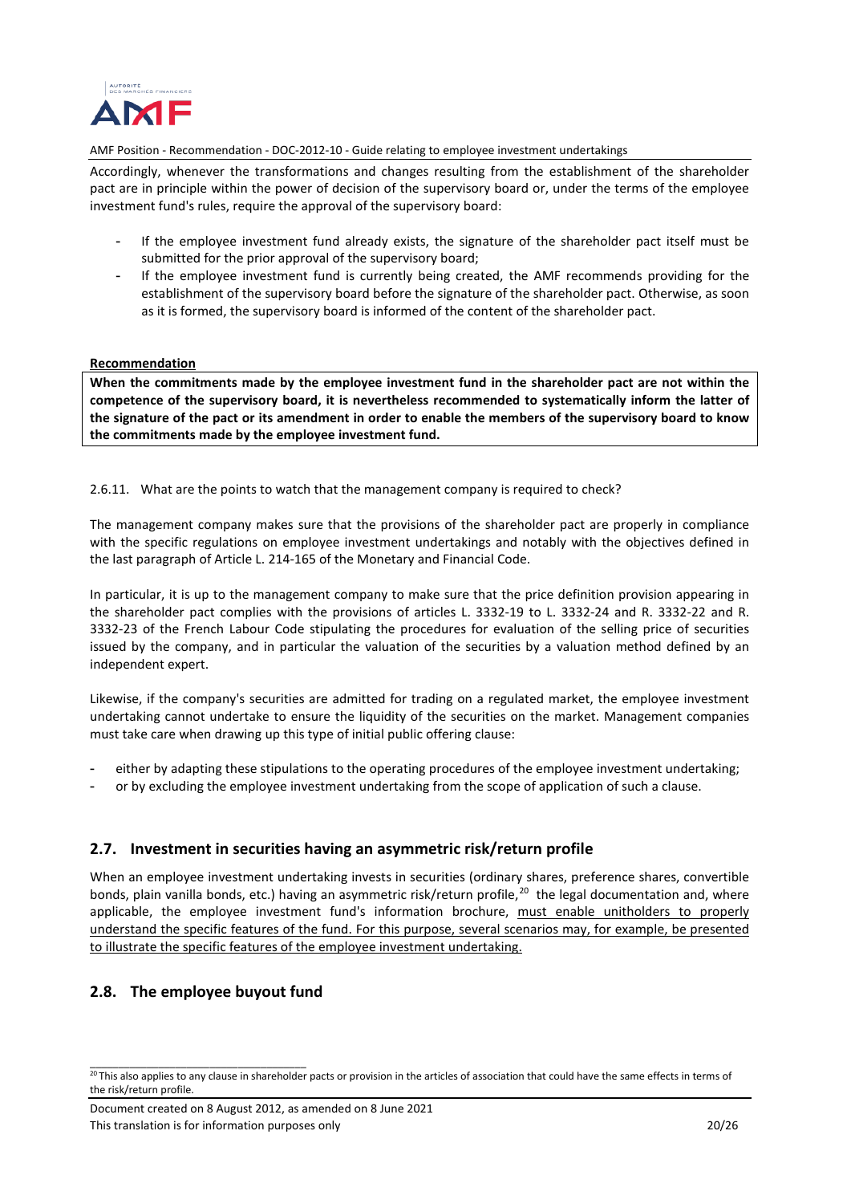Accordingly, whenever the transformations and changes resulting from the establishment of the shareholder pact are in principle within the power of decision of the supervisory board or, under the terms of the employee investment fund's rules, require the approval of the supervisory board:

- If the employee investment fund already exists, the signature of the shareholder pact itself must be submitted for the prior approval of the supervisory board;
- If the employee investment fund is currently being created, the AMF recommends providing for the establishment of the supervisory board before the signature of the shareholder pact. Otherwise, as soon as it is formed, the supervisory board is informed of the content of the shareholder pact.

**Recommendation**

**When the commitments made by the employee investment fund in the shareholder pact are not within the competence of the supervisory board, it is nevertheless recommended to systematically inform the latter of the signature of the pact or its amendment in order to enable the members of the supervisory board to know the commitments made by the employee investment fund.**

2.6.11. What are the points to watch that the management company is required to check?

The management company makes sure that the provisions of the shareholder pact are properly in compliance with the specific regulations on employee investment undertakings and notably with the objectives defined in the last paragraph of Article L. 214-165 of the Monetary and Financial Code.

In particular, it is up to the management company to make sure that the price definition provision appearing in the shareholder pact complies with the provisions of articles L. 3332-19 to L. 3332-24 and R. 3332-22 and R. 3332-23 of the French Labour Code stipulating the procedures for evaluation of the selling price of securities issued by the company, and in particular the valuation of the securities by a valuation method defined by an independent expert.

Likewise, if the company's securities are admitted for trading on a regulated market, the employee investment undertaking cannot undertake to ensure the liquidity of the securities on the market. Management companies must take care when drawing up this type of initial public offering clause:

- either by adapting these stipulations to the operating procedures of the employee investment undertaking;
- or by excluding the employee investment undertaking from the scope of application of such a clause.

## 2.7. Investment in securities having an asymmetric risk/return profile

When an employee investment undertaking invests in securities (ordinary shares, preference shares, convertible bonds, plain vanilla bonds, etc.) having an asymmetric risk/return profile,[20] the legal documentation and, where applicable, the employee investment fund's information brochure, must enable unitholders to properly understand the specific features of the fund. For this purpose, several scenarios may, for example, be presented to illustrate the specific features of the employee investment undertaking.

## 2.8. The employee buyout fund

[20] This also applies to any clause in shareholder pacts or provision in the articles of association that could have the same effects in terms of the risk/return profile.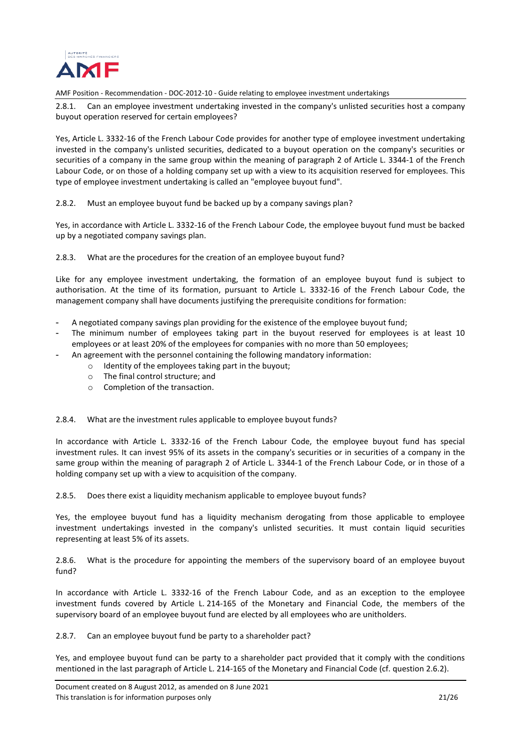2.8.1. Can an employee investment undertaking invested in the company's unlisted securities host a company buyout operation reserved for certain employees?

Yes, Article L. 3332-16 of the French Labour Code provides for another type of employee investment undertaking invested in the company's unlisted securities, dedicated to a buyout operation on the company's securities or securities of a company in the same group within the meaning of paragraph 2 of Article L. 3344-1 of the French Labour Code, or on those of a holding company set up with a view to its acquisition reserved for employees. This type of employee investment undertaking is called an "employee buyout fund".

2.8.2. Must an employee buyout fund be backed up by a company savings plan?

Yes, in accordance with Article L. 3332-16 of the French Labour Code, the employee buyout fund must be backed up by a negotiated company savings plan.

2.8.3. What are the procedures for the creation of an employee buyout fund?

Like for any employee investment undertaking, the formation of an employee buyout fund is subject to authorisation. At the time of its formation, pursuant to Article L. 3332-16 of the French Labour Code, the management company shall have documents justifying the prerequisite conditions for formation:

- A negotiated company savings plan providing for the existence of the employee buyout fund;
- The minimum number of employees taking part in the buyout reserved for employees is at least 10 employees or at least 20% of the employees for companies with no more than 50 employees;
- An agreement with the personnel containing the following mandatory information:
  - Identity of the employees taking part in the buyout;
  - The final control structure; and
  - Completion of the transaction.

2.8.4. What are the investment rules applicable to employee buyout funds?

In accordance with Article L. 3332-16 of the French Labour Code, the employee buyout fund has special investment rules. It can invest 95% of its assets in the company's securities or in securities of a company in the same group within the meaning of paragraph 2 of Article L. 3344-1 of the French Labour Code, or in those of a holding company set up with a view to acquisition of the company.

2.8.5. Does there exist a liquidity mechanism applicable to employee buyout funds?

Yes, the employee buyout fund has a liquidity mechanism derogating from those applicable to employee investment undertakings invested in the company's unlisted securities. It must contain liquid securities representing at least 5% of its assets.

2.8.6. What is the procedure for appointing the members of the supervisory board of an employee buyout fund?

In accordance with Article L. 3332-16 of the French Labour Code, and as an exception to the employee investment funds covered by Article L. 214-165 of the Monetary and Financial Code, the members of the supervisory board of an employee buyout fund are elected by all employees who are unitholders.

2.8.7. Can an employee buyout fund be party to a shareholder pact?

Yes, and employee buyout fund can be party to a shareholder pact provided that it comply with the conditions mentioned in the last paragraph of Article L. 214-165 of the Monetary and Financial Code (cf. question 2.6.2).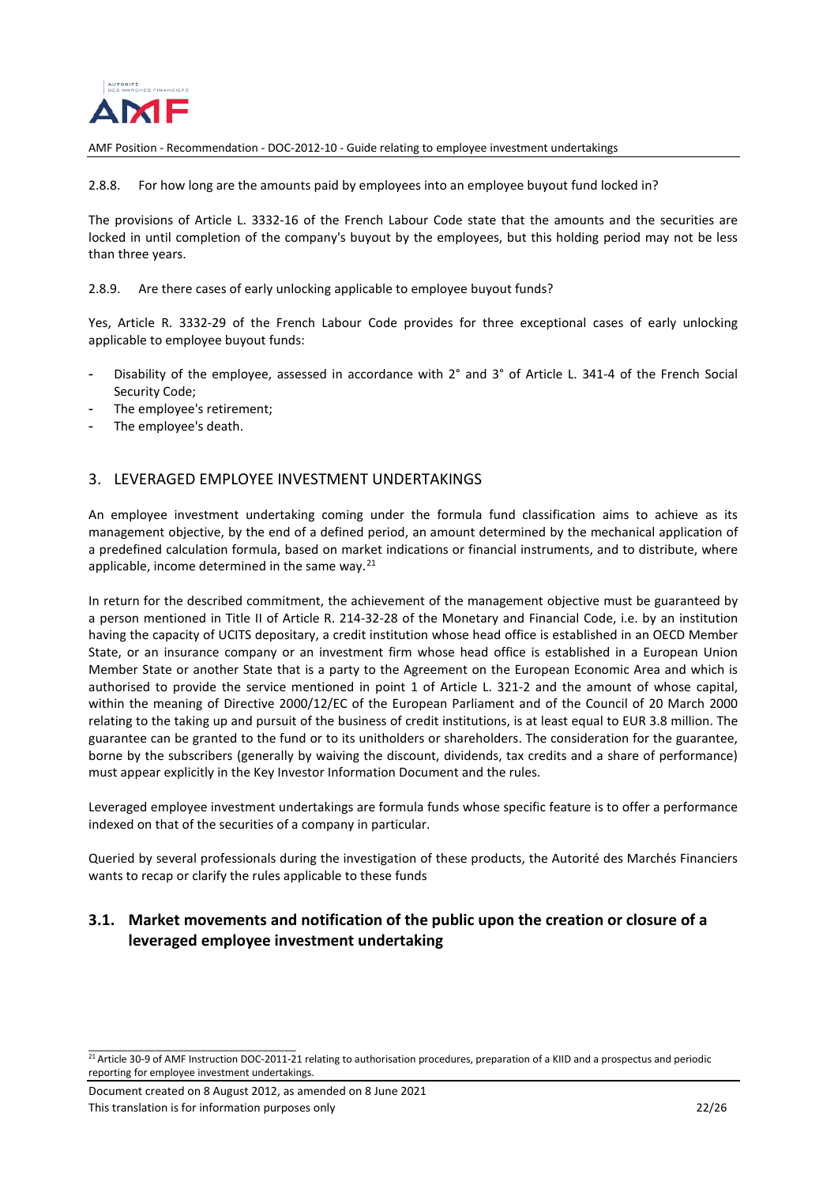2.8.8. For how long are the amounts paid by employees into an employee buyout fund locked in?

The provisions of Article L. 3332-16 of the French Labour Code state that the amounts and the securities are locked in until completion of the company's buyout by the employees, but this holding period may not be less than three years.

2.8.9. Are there cases of early unlocking applicable to employee buyout funds?

Yes, Article R. 3332-29 of the French Labour Code provides for three exceptional cases of early unlocking applicable to employee buyout funds:

- Disability of the employee, assessed in accordance with 2° and 3° of Article L. 341-4 of the French Social Security Code;
- The employee's retirement;
- The employee's death.

## 3. LEVERAGED EMPLOYEE INVESTMENT UNDERTAKINGS

An employee investment undertaking coming under the formula fund classification aims to achieve as its management objective, by the end of a defined period, an amount determined by the mechanical application of a predefined calculation formula, based on market indications or financial instruments, and to distribute, where applicable, income determined in the same way.[21]

In return for the described commitment, the achievement of the management objective must be guaranteed by a person mentioned in Title II of Article R. 214-32-28 of the Monetary and Financial Code, i.e. by an institution having the capacity of UCITS depositary, a credit institution whose head office is established in an OECD Member State, or an insurance company or an investment firm whose head office is established in a European Union Member State or another State that is a party to the Agreement on the European Economic Area and which is authorised to provide the service mentioned in point 1 of Article L. 321-2 and the amount of whose capital, within the meaning of Directive 2000/12/EC of the European Parliament and of the Council of 20 March 2000 relating to the taking up and pursuit of the business of credit institutions, is at least equal to EUR 3.8 million. The guarantee can be granted to the fund or to its unitholders or shareholders. The consideration for the guarantee, borne by the subscribers (generally by waiving the discount, dividends, tax credits and a share of performance) must appear explicitly in the Key Investor Information Document and the rules.

Leveraged employee investment undertakings are formula funds whose specific feature is to offer a performance indexed on that of the securities of a company in particular.

Queried by several professionals during the investigation of these products, the Autorité des Marchés Financiers wants to recap or clarify the rules applicable to these funds

### 3.1. Market movements and notification of the public upon the creation or closure of a leveraged employee investment undertaking

[21] Article 30-9 of AMF Instruction DOC-2011-21 relating to authorisation procedures, preparation of a KIID and a prospectus and periodic reporting for employee investment undertakings.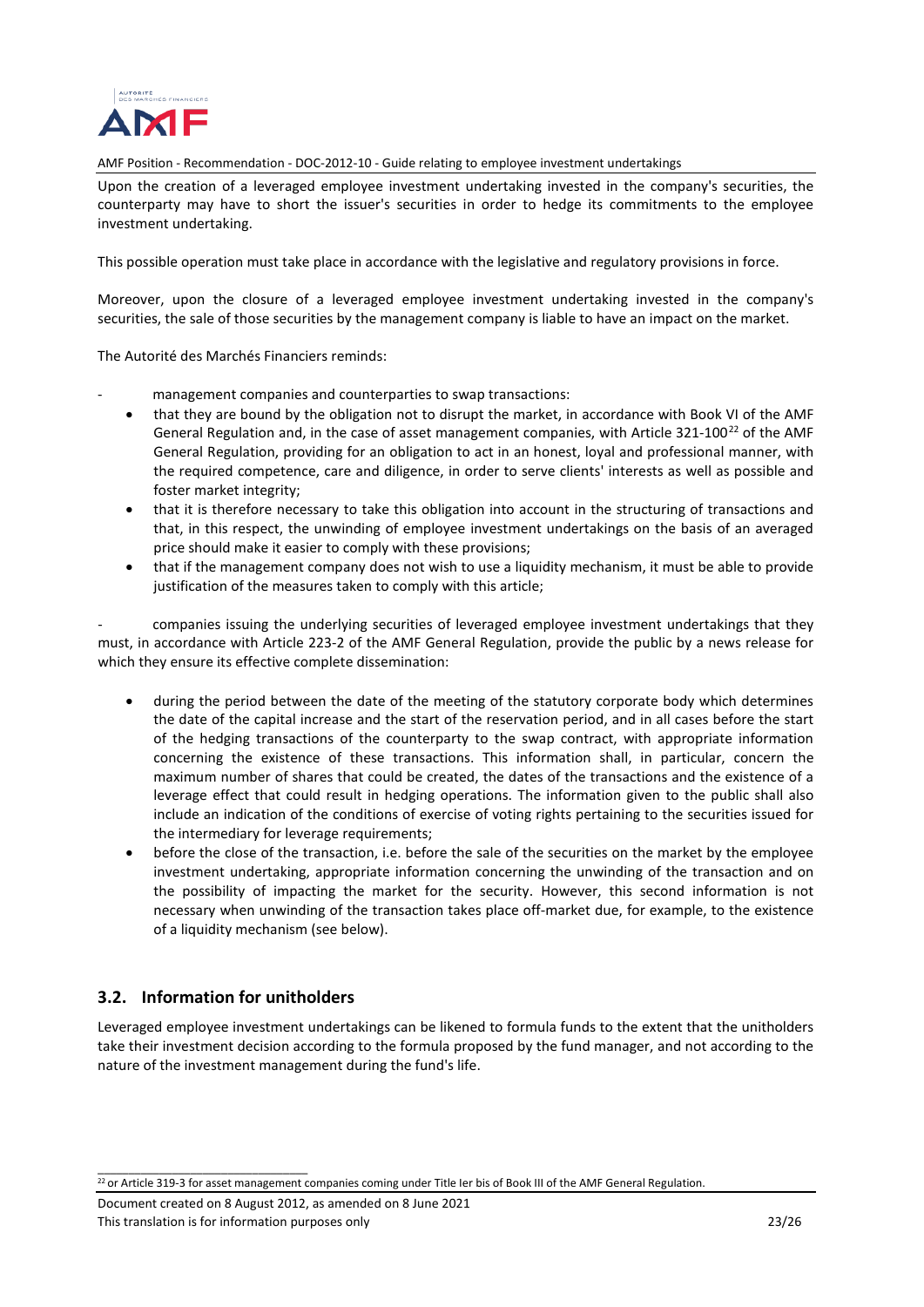Upon the creation of a leveraged employee investment undertaking invested in the company's securities, the counterparty may have to short the issuer's securities in order to hedge its commitments to the employee investment undertaking.

This possible operation must take place in accordance with the legislative and regulatory provisions in force.

Moreover, upon the closure of a leveraged employee investment undertaking invested in the company's securities, the sale of those securities by the management company is liable to have an impact on the market.

The Autorité des Marchés Financiers reminds:

- management companies and counterparties to swap transactions:
    - that they are bound by the obligation not to disrupt the market, in accordance with Book VI of the AMF General Regulation and, in the case of asset management companies, with Article 321-100[22] of the AMF General Regulation, providing for an obligation to act in an honest, loyal and professional manner, with the required competence, care and diligence, in order to serve clients' interests as well as possible and foster market integrity;
    - that it is therefore necessary to take this obligation into account in the structuring of transactions and that, in this respect, the unwinding of employee investment undertakings on the basis of an averaged price should make it easier to comply with these provisions;
    - that if the management company does not wish to use a liquidity mechanism, it must be able to provide justification of the measures taken to comply with this article;

- companies issuing the underlying securities of leveraged employee investment undertakings that they must, in accordance with Article 223-2 of the AMF General Regulation, provide the public by a news release for which they ensure its effective complete dissemination:

    - during the period between the date of the meeting of the statutory corporate body which determines the date of the capital increase and the start of the reservation period, and in all cases before the start of the hedging transactions of the counterparty to the swap contract, with appropriate information concerning the existence of these transactions. This information shall, in particular, concern the maximum number of shares that could be created, the dates of the transactions and the existence of a leverage effect that could result in hedging operations. The information given to the public shall also include an indication of the conditions of exercise of voting rights pertaining to the securities issued for the intermediary for leverage requirements;
    - before the close of the transaction, i.e. before the sale of the securities on the market by the employee investment undertaking, appropriate information concerning the unwinding of the transaction and on the possibility of impacting the market for the security. However, this second information is not necessary when unwinding of the transaction takes place off-market due, for example, to the existence of a liquidity mechanism (see below).

## 3.2. Information for unitholders

Leveraged employee investment undertakings can be likened to formula funds to the extent that the unitholders take their investment decision according to the formula proposed by the fund manager, and not according to the nature of the investment management during the fund's life.

[22] or Article 319-3 for asset management companies coming under Title Ier bis of Book III of the AMF General Regulation.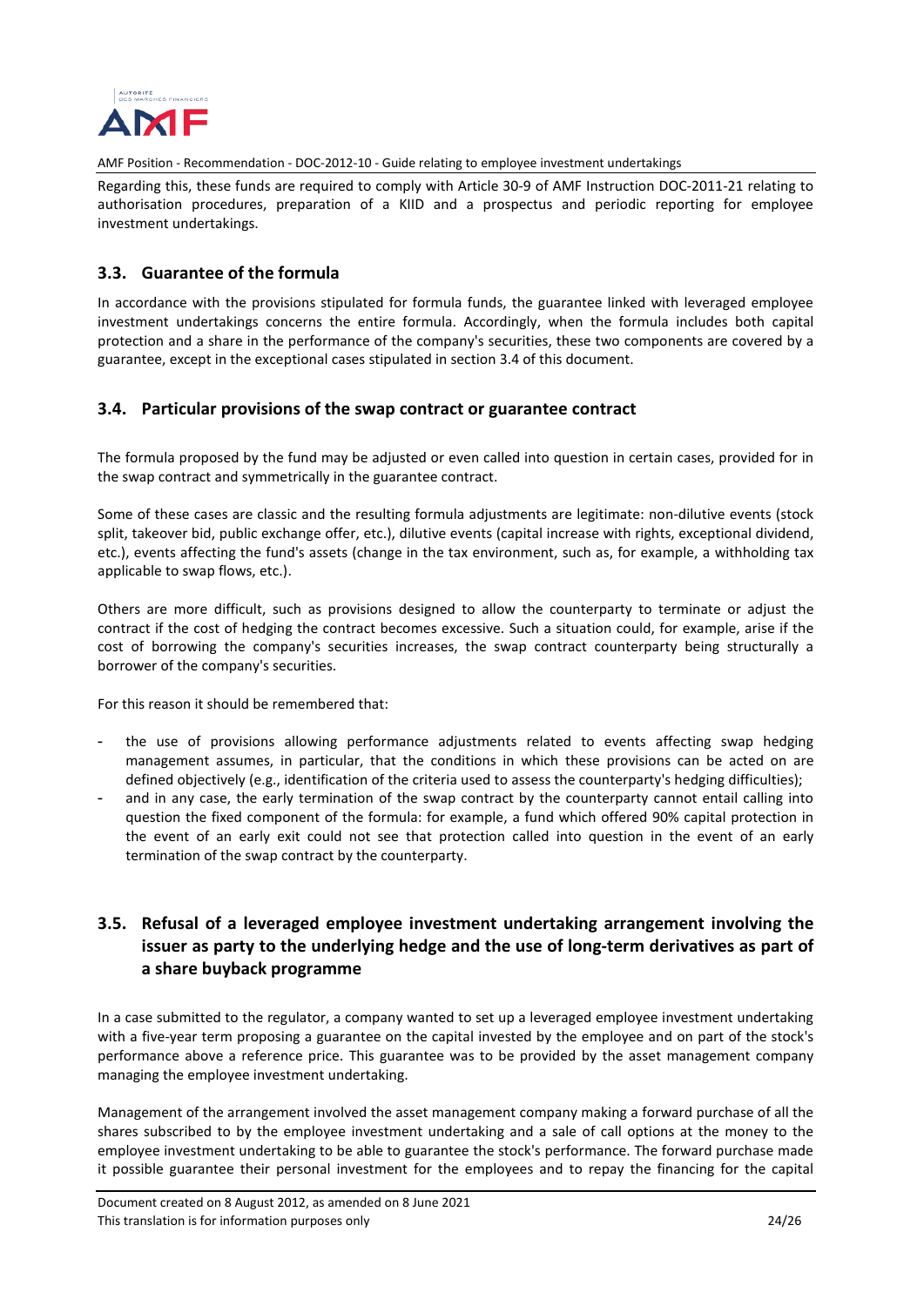Regarding this, these funds are required to comply with Article 30-9 of AMF Instruction DOC-2011-21 relating to authorisation procedures, preparation of a KIID and a prospectus and periodic reporting for employee investment undertakings.

## 3.3. Guarantee of the formula

In accordance with the provisions stipulated for formula funds, the guarantee linked with leveraged employee investment undertakings concerns the entire formula. Accordingly, when the formula includes both capital protection and a share in the performance of the company's securities, these two components are covered by a guarantee, except in the exceptional cases stipulated in section 3.4 of this document.

## 3.4. Particular provisions of the swap contract or guarantee contract

The formula proposed by the fund may be adjusted or even called into question in certain cases, provided for in the swap contract and symmetrically in the guarantee contract.

Some of these cases are classic and the resulting formula adjustments are legitimate: non-dilutive events (stock split, takeover bid, public exchange offer, etc.), dilutive events (capital increase with rights, exceptional dividend, etc.), events affecting the fund's assets (change in the tax environment, such as, for example, a withholding tax applicable to swap flows, etc.).

Others are more difficult, such as provisions designed to allow the counterparty to terminate or adjust the contract if the cost of hedging the contract becomes excessive. Such a situation could, for example, arise if the cost of borrowing the company's securities increases, the swap contract counterparty being structurally a borrower of the company's securities.

For this reason it should be remembered that:

- the use of provisions allowing performance adjustments related to events affecting swap hedging management assumes, in particular, that the conditions in which these provisions can be acted on are defined objectively (e.g., identification of the criteria used to assess the counterparty's hedging difficulties);
- and in any case, the early termination of the swap contract by the counterparty cannot entail calling into question the fixed component of the formula: for example, a fund which offered 90% capital protection in the event of an early exit could not see that protection called into question in the event of an early termination of the swap contract by the counterparty.

## 3.5. Refusal of a leveraged employee investment undertaking arrangement involving the issuer as party to the underlying hedge and the use of long-term derivatives as part of a share buyback programme

In a case submitted to the regulator, a company wanted to set up a leveraged employee investment undertaking with a five-year term proposing a guarantee on the capital invested by the employee and on part of the stock's performance above a reference price. This guarantee was to be provided by the asset management company managing the employee investment undertaking.

Management of the arrangement involved the asset management company making a forward purchase of all the shares subscribed to by the employee investment undertaking and a sale of call options at the money to the employee investment undertaking to be able to guarantee the stock's performance. The forward purchase made it possible guarantee their personal investment for the employees and to repay the financing for the capital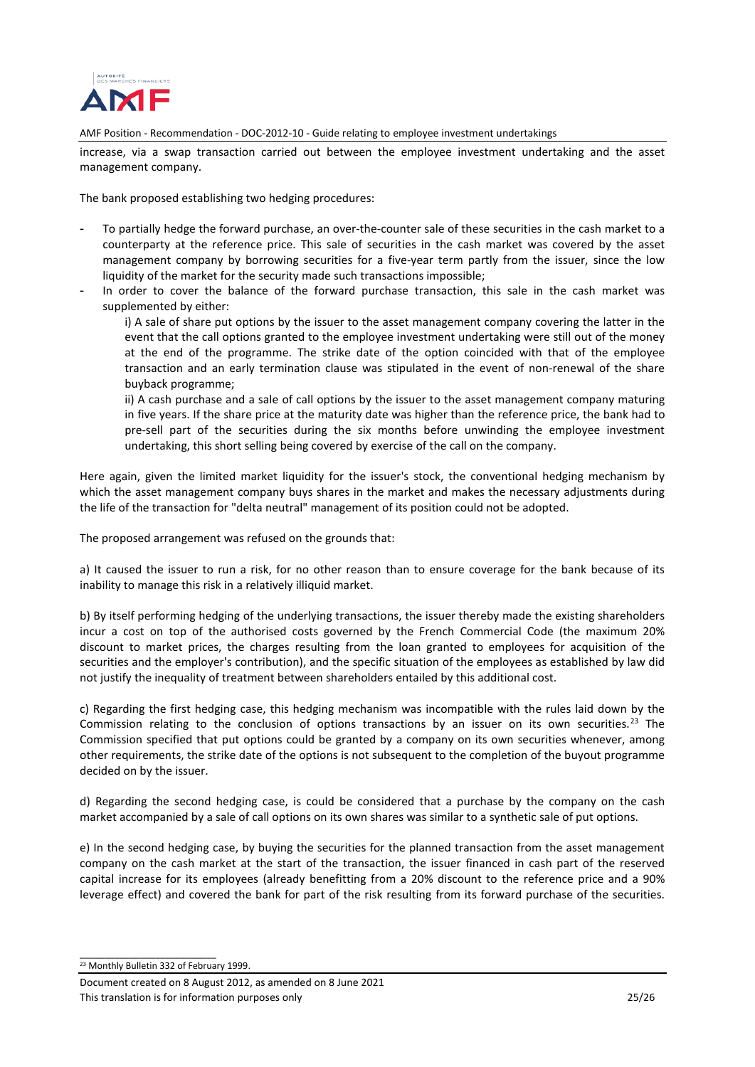increase, via a swap transaction carried out between the employee investment undertaking and the asset management company.

The bank proposed establishing two hedging procedures:

- To partially hedge the forward purchase, an over-the-counter sale of these securities in the cash market to a counterparty at the reference price. This sale of securities in the cash market was covered by the asset management company by borrowing securities for a five-year term partly from the issuer, since the low liquidity of the market for the security made such transactions impossible;
- In order to cover the balance of the forward purchase transaction, this sale in the cash market was supplemented by either:

  i) A sale of share put options by the issuer to the asset management company covering the latter in the event that the call options granted to the employee investment undertaking were still out of the money at the end of the programme. The strike date of the option coincided with that of the employee transaction and an early termination clause was stipulated in the event of non-renewal of the share buyback programme;

  ii) A cash purchase and a sale of call options by the issuer to the asset management company maturing in five years. If the share price at the maturity date was higher than the reference price, the bank had to pre-sell part of the securities during the six months before unwinding the employee investment undertaking, this short selling being covered by exercise of the call on the company.

Here again, given the limited market liquidity for the issuer's stock, the conventional hedging mechanism by which the asset management company buys shares in the market and makes the necessary adjustments during the life of the transaction for "delta neutral" management of its position could not be adopted.

The proposed arrangement was refused on the grounds that:

a) It caused the issuer to run a risk, for no other reason than to ensure coverage for the bank because of its inability to manage this risk in a relatively illiquid market.

b) By itself performing hedging of the underlying transactions, the issuer thereby made the existing shareholders incur a cost on top of the authorised costs governed by the French Commercial Code (the maximum 20% discount to market prices, the charges resulting from the loan granted to employees for acquisition of the securities and the employer's contribution), and the specific situation of the employees as established by law did not justify the inequality of treatment between shareholders entailed by this additional cost.

c) Regarding the first hedging case, this hedging mechanism was incompatible with the rules laid down by the Commission relating to the conclusion of options transactions by an issuer on its own securities.[23] The Commission specified that put options could be granted by a company on its own securities whenever, among other requirements, the strike date of the options is not subsequent to the completion of the buyout programme decided on by the issuer.

d) Regarding the second hedging case, is could be considered that a purchase by the company on the cash market accompanied by a sale of call options on its own shares was similar to a synthetic sale of put options.

e) In the second hedging case, by buying the securities for the planned transaction from the asset management company on the cash market at the start of the transaction, the issuer financed in cash part of the reserved capital increase for its employees (already benefitting from a 20% discount to the reference price and a 90% leverage effect) and covered the bank for part of the risk resulting from its forward purchase of the securities.

[23] Monthly Bulletin 332 of February 1999.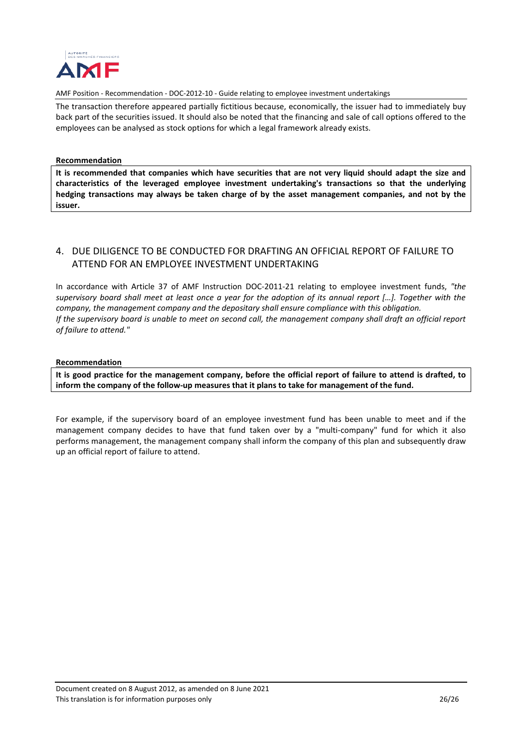The transaction therefore appeared partially fictitious because, economically, the issuer had to immediately buy back part of the securities issued. It should also be noted that the financing and sale of call options offered to the employees can be analysed as stock options for which a legal framework already exists.

**Recommendation**

**It is recommended that companies which have securities that are not very liquid should adapt the size and characteristics of the leveraged employee investment undertaking's transactions so that the underlying hedging transactions may always be taken charge of by the asset management companies, and not by the issuer.**

## 4. DUE DILIGENCE TO BE CONDUCTED FOR DRAFTING AN OFFICIAL REPORT OF FAILURE TO ATTEND FOR AN EMPLOYEE INVESTMENT UNDERTAKING

In accordance with Article 37 of AMF Instruction DOC-2011-21 relating to employee investment funds, *"the supervisory board shall meet at least once a year for the adoption of its annual report […]. Together with the company, the management company and the depositary shall ensure compliance with this obligation.*
*If the supervisory board is unable to meet on second call, the management company shall draft an official report of failure to attend."*

**Recommendation**

**It is good practice for the management company, before the official report of failure to attend is drafted, to inform the company of the follow-up measures that it plans to take for management of the fund.**

For example, if the supervisory board of an employee investment fund has been unable to meet and if the management company decides to have that fund taken over by a "multi-company" fund for which it also performs management, the management company shall inform the company of this plan and subsequently draw up an official report of failure to attend.